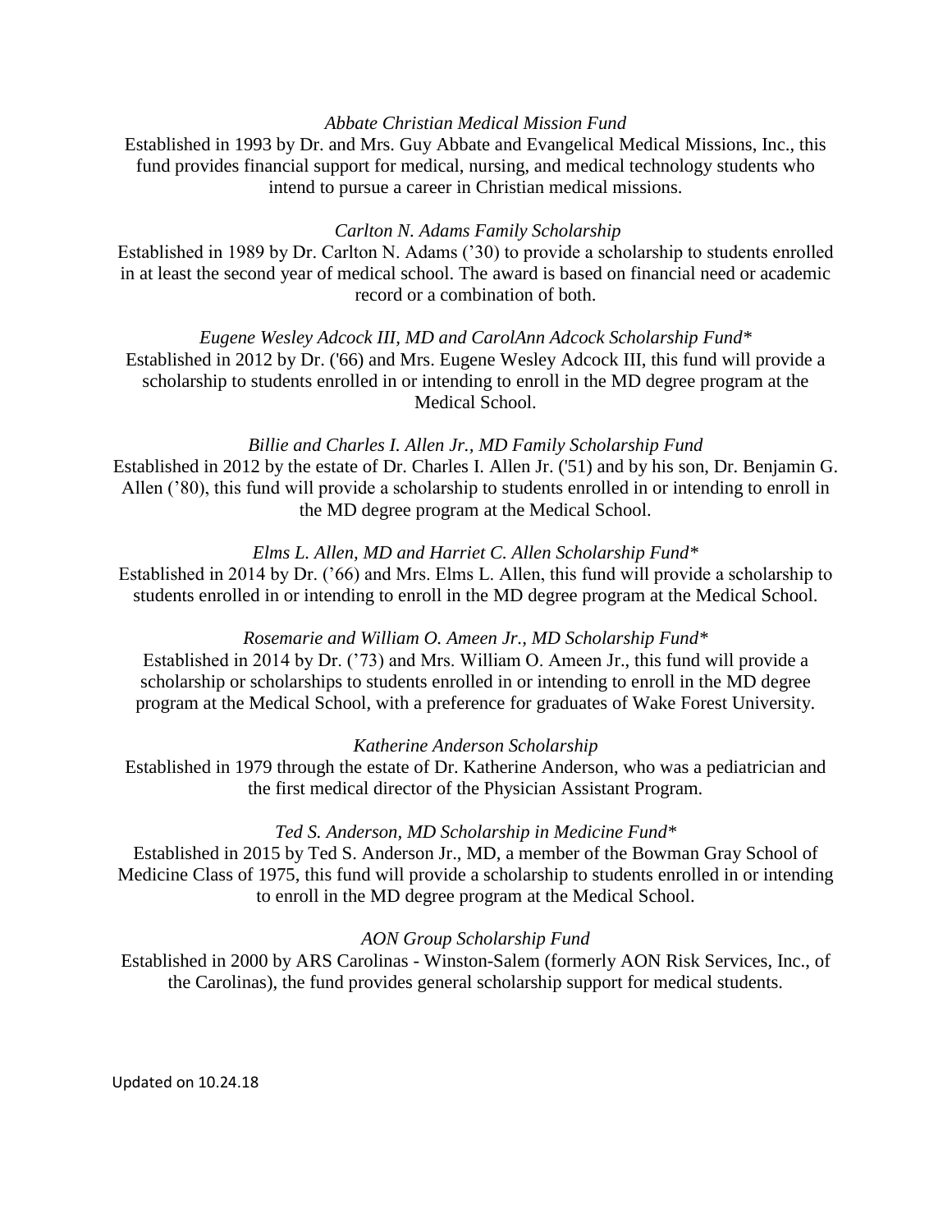*Abbate Christian Medical Mission Fund*

Established in 1993 by Dr. and Mrs. Guy Abbate and Evangelical Medical Missions, Inc., this fund provides financial support for medical, nursing, and medical technology students who intend to pursue a career in Christian medical missions.

*Carlton N. Adams Family Scholarship*

Established in 1989 by Dr. Carlton N. Adams ('30) to provide a scholarship to students enrolled in at least the second year of medical school. The award is based on financial need or academic record or a combination of both.

*Eugene Wesley Adcock III, MD and CarolAnn Adcock Scholarship Fund**

Established in 2012 by Dr. ('66) and Mrs. Eugene Wesley Adcock III, this fund will provide a scholarship to students enrolled in or intending to enroll in the MD degree program at the Medical School.

*Billie and Charles I. Allen Jr., MD Family Scholarship Fund*

Established in 2012 by the estate of Dr. Charles I. Allen Jr. ('51) and by his son, Dr. Benjamin G. Allen ('80), this fund will provide a scholarship to students enrolled in or intending to enroll in the MD degree program at the Medical School.

*Elms L. Allen, MD and Harriet C. Allen Scholarship Fund**

Established in 2014 by Dr. ('66) and Mrs. Elms L. Allen, this fund will provide a scholarship to students enrolled in or intending to enroll in the MD degree program at the Medical School.

*Rosemarie and William O. Ameen Jr., MD Scholarship Fund**

Established in 2014 by Dr. ('73) and Mrs. William O. Ameen Jr., this fund will provide a scholarship or scholarships to students enrolled in or intending to enroll in the MD degree program at the Medical School, with a preference for graduates of Wake Forest University.

*Katherine Anderson Scholarship*

Established in 1979 through the estate of Dr. Katherine Anderson, who was a pediatrician and the first medical director of the Physician Assistant Program.

*Ted S. Anderson, MD Scholarship in Medicine Fund**

Established in 2015 by Ted S. Anderson Jr., MD, a member of the Bowman Gray School of Medicine Class of 1975, this fund will provide a scholarship to students enrolled in or intending to enroll in the MD degree program at the Medical School.

*AON Group Scholarship Fund*

Established in 2000 by ARS Carolinas - Winston-Salem (formerly AON Risk Services, Inc., of the Carolinas), the fund provides general scholarship support for medical students.

Updated on 10.24.18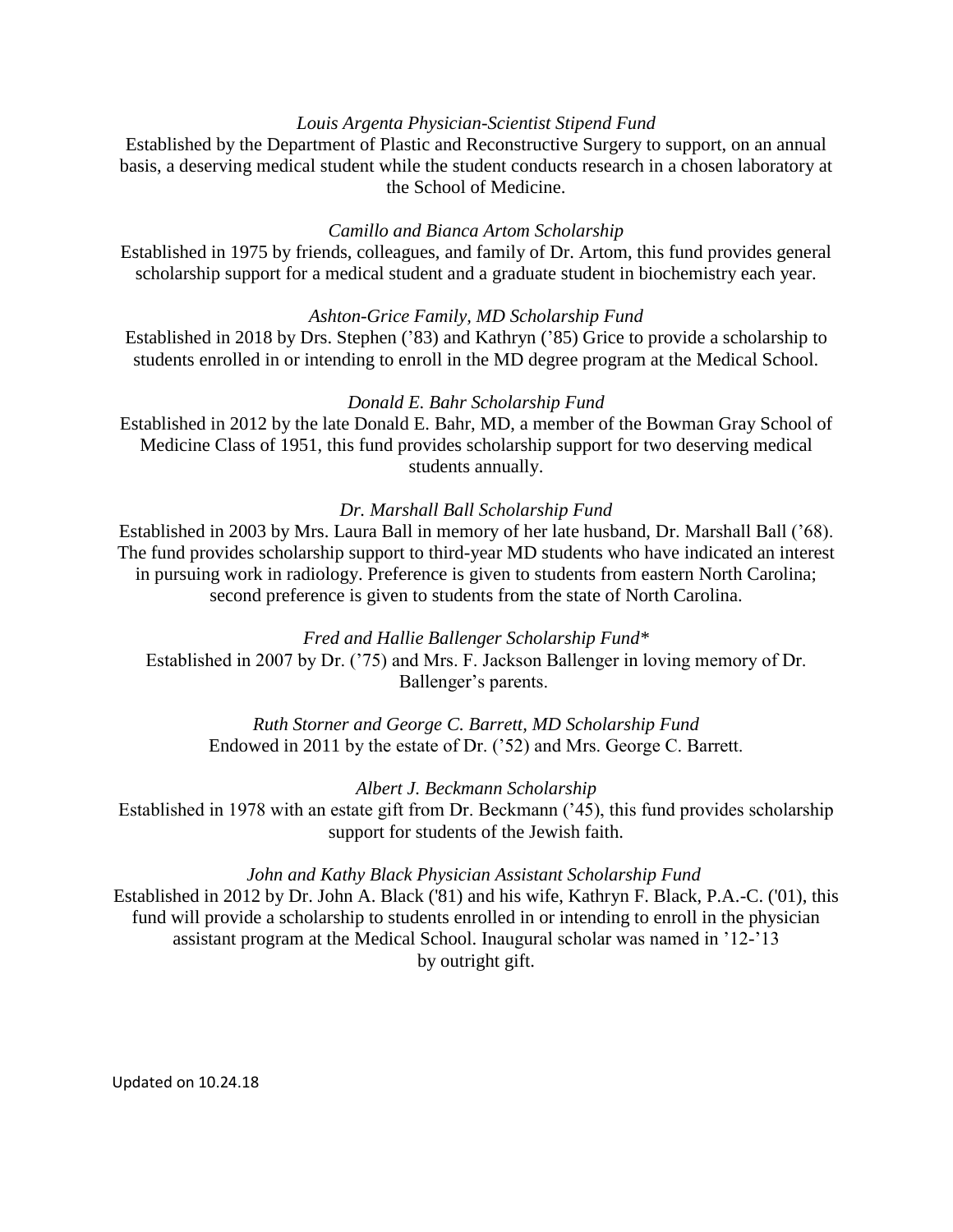*Louis Argenta Physician-Scientist Stipend Fund*

Established by the Department of Plastic and Reconstructive Surgery to support, on an annual basis, a deserving medical student while the student conducts research in a chosen laboratory at the School of Medicine.

*Camillo and Bianca Artom Scholarship*

Established in 1975 by friends, colleagues, and family of Dr. Artom, this fund provides general scholarship support for a medical student and a graduate student in biochemistry each year.

*Ashton-Grice Family, MD Scholarship Fund*

Established in 2018 by Drs. Stephen ('83) and Kathryn ('85) Grice to provide a scholarship to students enrolled in or intending to enroll in the MD degree program at the Medical School.

*Donald E. Bahr Scholarship Fund*

Established in 2012 by the late Donald E. Bahr, MD, a member of the Bowman Gray School of Medicine Class of 1951, this fund provides scholarship support for two deserving medical students annually.

*Dr. Marshall Ball Scholarship Fund*

Established in 2003 by Mrs. Laura Ball in memory of her late husband, Dr. Marshall Ball ('68). The fund provides scholarship support to third-year MD students who have indicated an interest in pursuing work in radiology. Preference is given to students from eastern North Carolina; second preference is given to students from the state of North Carolina.

*Fred and Hallie Ballenger Scholarship Fund**

Established in 2007 by Dr. ('75) and Mrs. F. Jackson Ballenger in loving memory of Dr. Ballenger's parents.

*Ruth Storner and George C. Barrett, MD Scholarship Fund*

Endowed in 2011 by the estate of Dr. ('52) and Mrs. George C. Barrett.

*Albert J. Beckmann Scholarship*

Established in 1978 with an estate gift from Dr. Beckmann ('45), this fund provides scholarship support for students of the Jewish faith.

*John and Kathy Black Physician Assistant Scholarship Fund*

Established in 2012 by Dr. John A. Black ('81) and his wife, Kathryn F. Black, P.A.-C. ('01), this fund will provide a scholarship to students enrolled in or intending to enroll in the physician assistant program at the Medical School. Inaugural scholar was named in '12-'13 by outright gift.

Updated on 10.24.18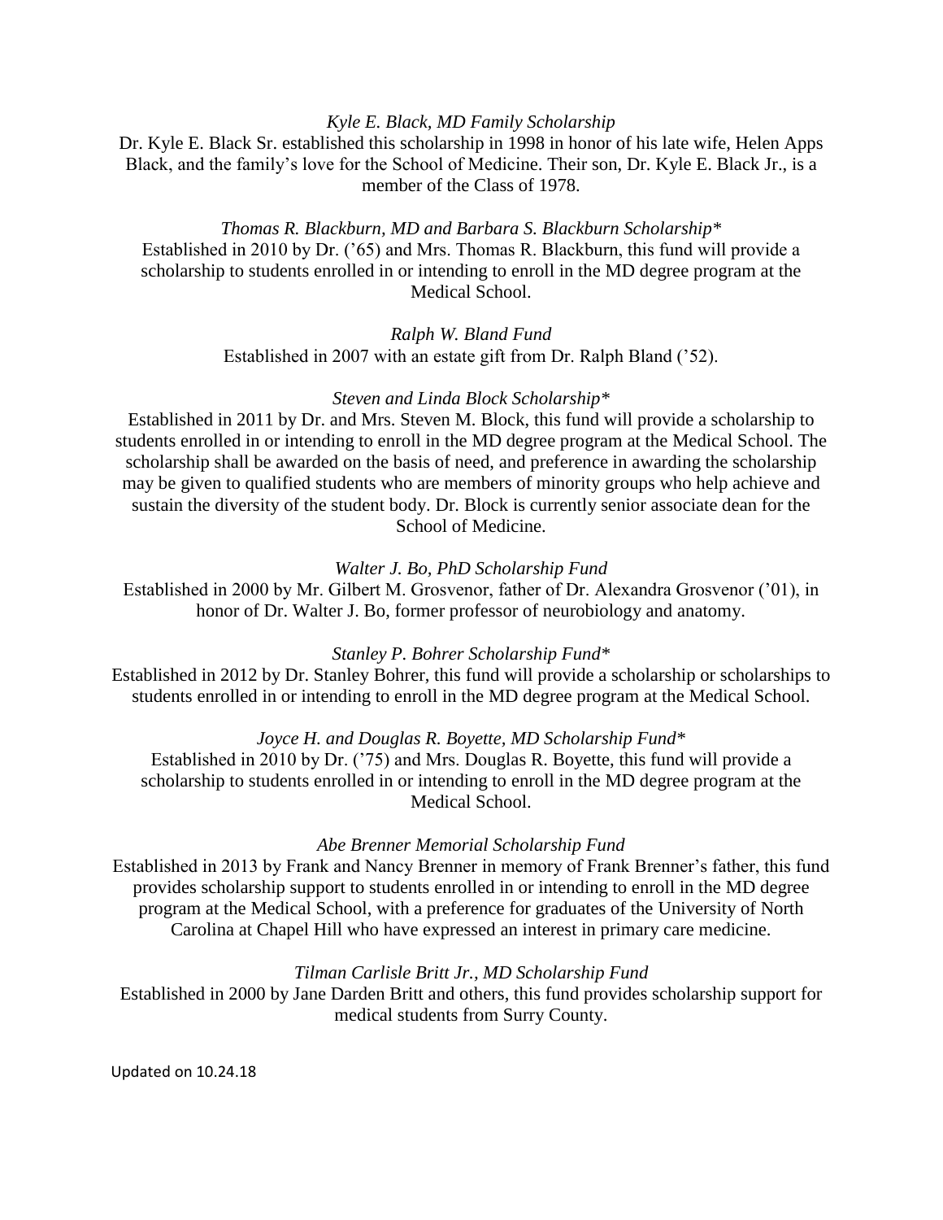*Kyle E. Black, MD Family Scholarship*

Dr. Kyle E. Black Sr. established this scholarship in 1998 in honor of his late wife, Helen Apps Black, and the family's love for the School of Medicine. Their son, Dr. Kyle E. Black Jr., is a member of the Class of 1978.

*Thomas R. Blackburn, MD and Barbara S. Blackburn Scholarship**

Established in 2010 by Dr. ('65) and Mrs. Thomas R. Blackburn, this fund will provide a scholarship to students enrolled in or intending to enroll in the MD degree program at the Medical School.

*Ralph W. Bland Fund*

Established in 2007 with an estate gift from Dr. Ralph Bland ('52).

*Steven and Linda Block Scholarship**

Established in 2011 by Dr. and Mrs. Steven M. Block, this fund will provide a scholarship to students enrolled in or intending to enroll in the MD degree program at the Medical School. The scholarship shall be awarded on the basis of need, and preference in awarding the scholarship may be given to qualified students who are members of minority groups who help achieve and sustain the diversity of the student body. Dr. Block is currently senior associate dean for the School of Medicine.

*Walter J. Bo, PhD Scholarship Fund*

Established in 2000 by Mr. Gilbert M. Grosvenor, father of Dr. Alexandra Grosvenor ('01), in honor of Dr. Walter J. Bo, former professor of neurobiology and anatomy.

*Stanley P. Bohrer Scholarship Fund**

Established in 2012 by Dr. Stanley Bohrer, this fund will provide a scholarship or scholarships to students enrolled in or intending to enroll in the MD degree program at the Medical School.

*Joyce H. and Douglas R. Boyette, MD Scholarship Fund**

Established in 2010 by Dr. ('75) and Mrs. Douglas R. Boyette, this fund will provide a scholarship to students enrolled in or intending to enroll in the MD degree program at the Medical School.

*Abe Brenner Memorial Scholarship Fund*

Established in 2013 by Frank and Nancy Brenner in memory of Frank Brenner's father, this fund provides scholarship support to students enrolled in or intending to enroll in the MD degree program at the Medical School, with a preference for graduates of the University of North Carolina at Chapel Hill who have expressed an interest in primary care medicine.

*Tilman Carlisle Britt Jr., MD Scholarship Fund*

Established in 2000 by Jane Darden Britt and others, this fund provides scholarship support for medical students from Surry County.

Updated on 10.24.18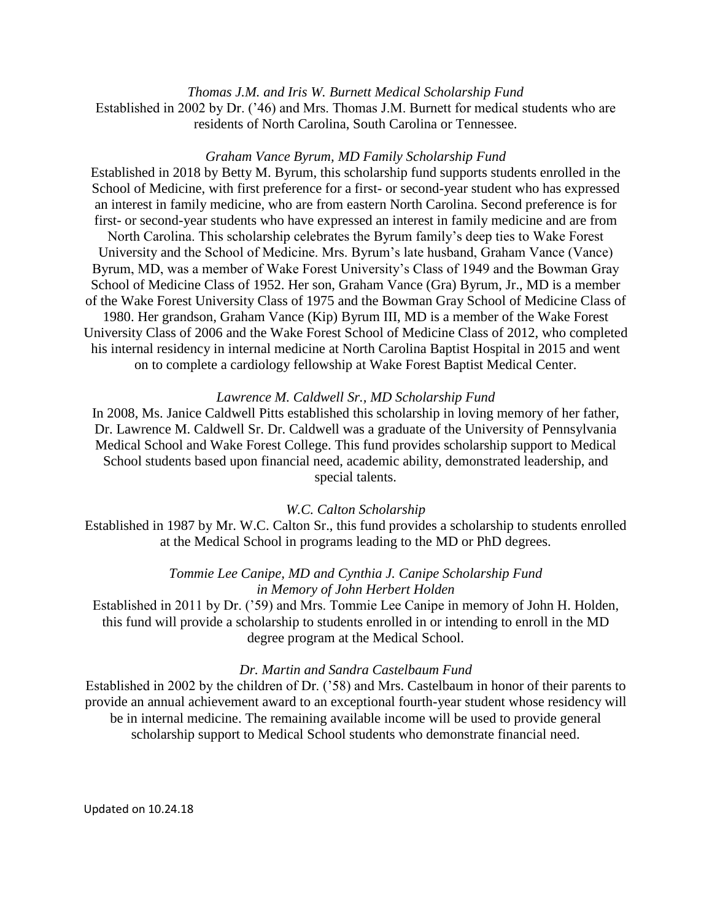*Thomas J.M. and Iris W. Burnett Medical Scholarship Fund*

Established in 2002 by Dr. ('46) and Mrs. Thomas J.M. Burnett for medical students who are residents of North Carolina, South Carolina or Tennessee.

*Graham Vance Byrum, MD Family Scholarship Fund*

Established in 2018 by Betty M. Byrum, this scholarship fund supports students enrolled in the School of Medicine, with first preference for a first- or second-year student who has expressed an interest in family medicine, who are from eastern North Carolina. Second preference is for first- or second-year students who have expressed an interest in family medicine and are from North Carolina. This scholarship celebrates the Byrum family's deep ties to Wake Forest University and the School of Medicine. Mrs. Byrum's late husband, Graham Vance (Vance) Byrum, MD, was a member of Wake Forest University's Class of 1949 and the Bowman Gray School of Medicine Class of 1952. Her son, Graham Vance (Gra) Byrum, Jr., MD is a member of the Wake Forest University Class of 1975 and the Bowman Gray School of Medicine Class of 1980. Her grandson, Graham Vance (Kip) Byrum III, MD is a member of the Wake Forest University Class of 2006 and the Wake Forest School of Medicine Class of 2012, who completed his internal residency in internal medicine at North Carolina Baptist Hospital in 2015 and went on to complete a cardiology fellowship at Wake Forest Baptist Medical Center.

*Lawrence M. Caldwell Sr., MD Scholarship Fund*

In 2008, Ms. Janice Caldwell Pitts established this scholarship in loving memory of her father, Dr. Lawrence M. Caldwell Sr. Dr. Caldwell was a graduate of the University of Pennsylvania Medical School and Wake Forest College. This fund provides scholarship support to Medical School students based upon financial need, academic ability, demonstrated leadership, and special talents.

*W.C. Calton Scholarship*

Established in 1987 by Mr. W.C. Calton Sr., this fund provides a scholarship to students enrolled at the Medical School in programs leading to the MD or PhD degrees.

*Tommie Lee Canipe, MD and Cynthia J. Canipe Scholarship Fund in Memory of John Herbert Holden*

Established in 2011 by Dr. ('59) and Mrs. Tommie Lee Canipe in memory of John H. Holden, this fund will provide a scholarship to students enrolled in or intending to enroll in the MD degree program at the Medical School.

*Dr. Martin and Sandra Castelbaum Fund*

Established in 2002 by the children of Dr. ('58) and Mrs. Castelbaum in honor of their parents to provide an annual achievement award to an exceptional fourth-year student whose residency will be in internal medicine. The remaining available income will be used to provide general scholarship support to Medical School students who demonstrate financial need.

Updated on 10.24.18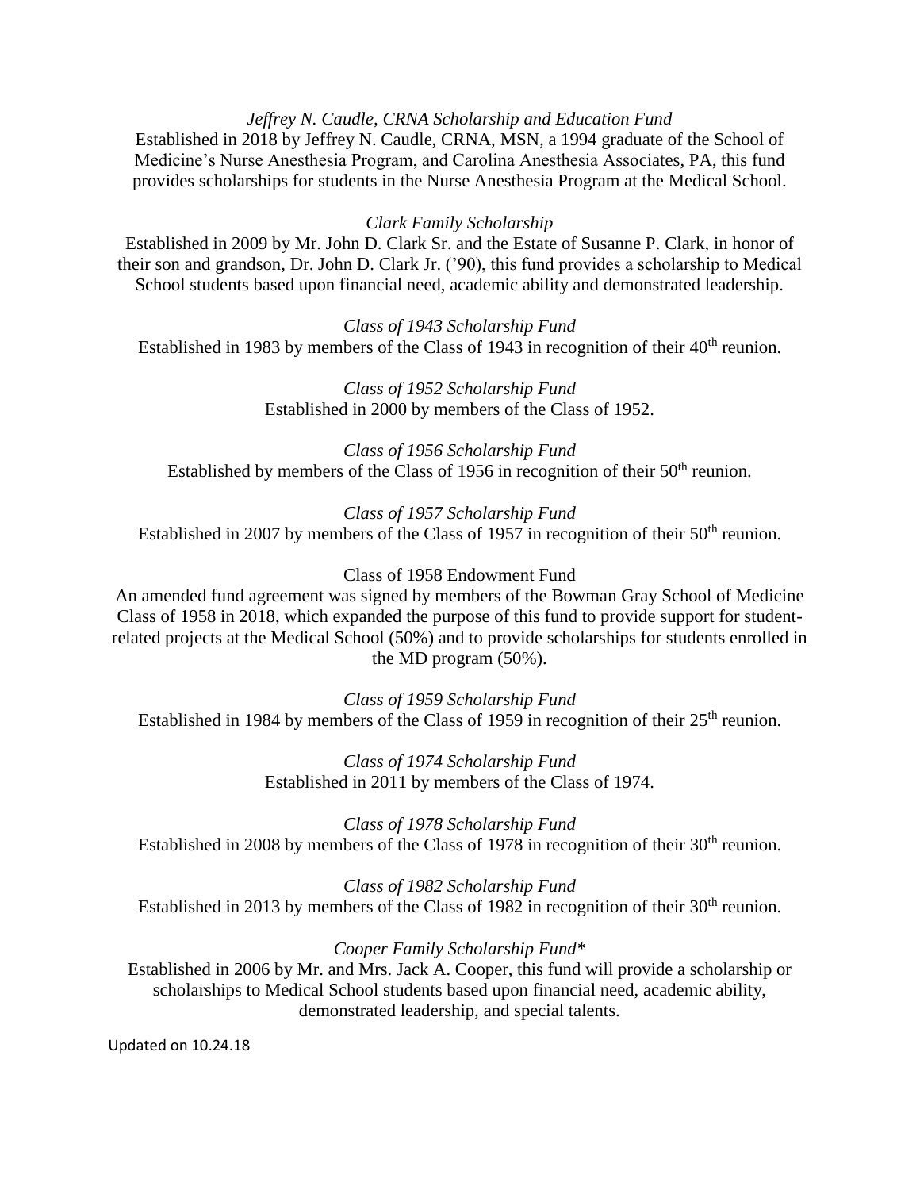*Jeffrey N. Caudle, CRNA Scholarship and Education Fund*

Established in 2018 by Jeffrey N. Caudle, CRNA, MSN, a 1994 graduate of the School of Medicine's Nurse Anesthesia Program, and Carolina Anesthesia Associates, PA, this fund provides scholarships for students in the Nurse Anesthesia Program at the Medical School.

*Clark Family Scholarship*

Established in 2009 by Mr. John D. Clark Sr. and the Estate of Susanne P. Clark, in honor of their son and grandson, Dr. John D. Clark Jr. ('90), this fund provides a scholarship to Medical School students based upon financial need, academic ability and demonstrated leadership.

*Class of 1943 Scholarship Fund*

Established in 1983 by members of the Class of 1943 in recognition of their 40th reunion.

*Class of 1952 Scholarship Fund*

Established in 2000 by members of the Class of 1952.

*Class of 1956 Scholarship Fund*

Established by members of the Class of 1956 in recognition of their 50th reunion.

*Class of 1957 Scholarship Fund*

Established in 2007 by members of the Class of 1957 in recognition of their 50th reunion.

Class of 1958 Endowment Fund

An amended fund agreement was signed by members of the Bowman Gray School of Medicine Class of 1958 in 2018, which expanded the purpose of this fund to provide support for student-related projects at the Medical School (50%) and to provide scholarships for students enrolled in the MD program (50%).

*Class of 1959 Scholarship Fund*

Established in 1984 by members of the Class of 1959 in recognition of their 25th reunion.

*Class of 1974 Scholarship Fund*

Established in 2011 by members of the Class of 1974.

*Class of 1978 Scholarship Fund*

Established in 2008 by members of the Class of 1978 in recognition of their 30th reunion.

*Class of 1982 Scholarship Fund*

Established in 2013 by members of the Class of 1982 in recognition of their 30th reunion.

*Cooper Family Scholarship Fund**

Established in 2006 by Mr. and Mrs. Jack A. Cooper, this fund will provide a scholarship or scholarships to Medical School students based upon financial need, academic ability, demonstrated leadership, and special talents.

Updated on 10.24.18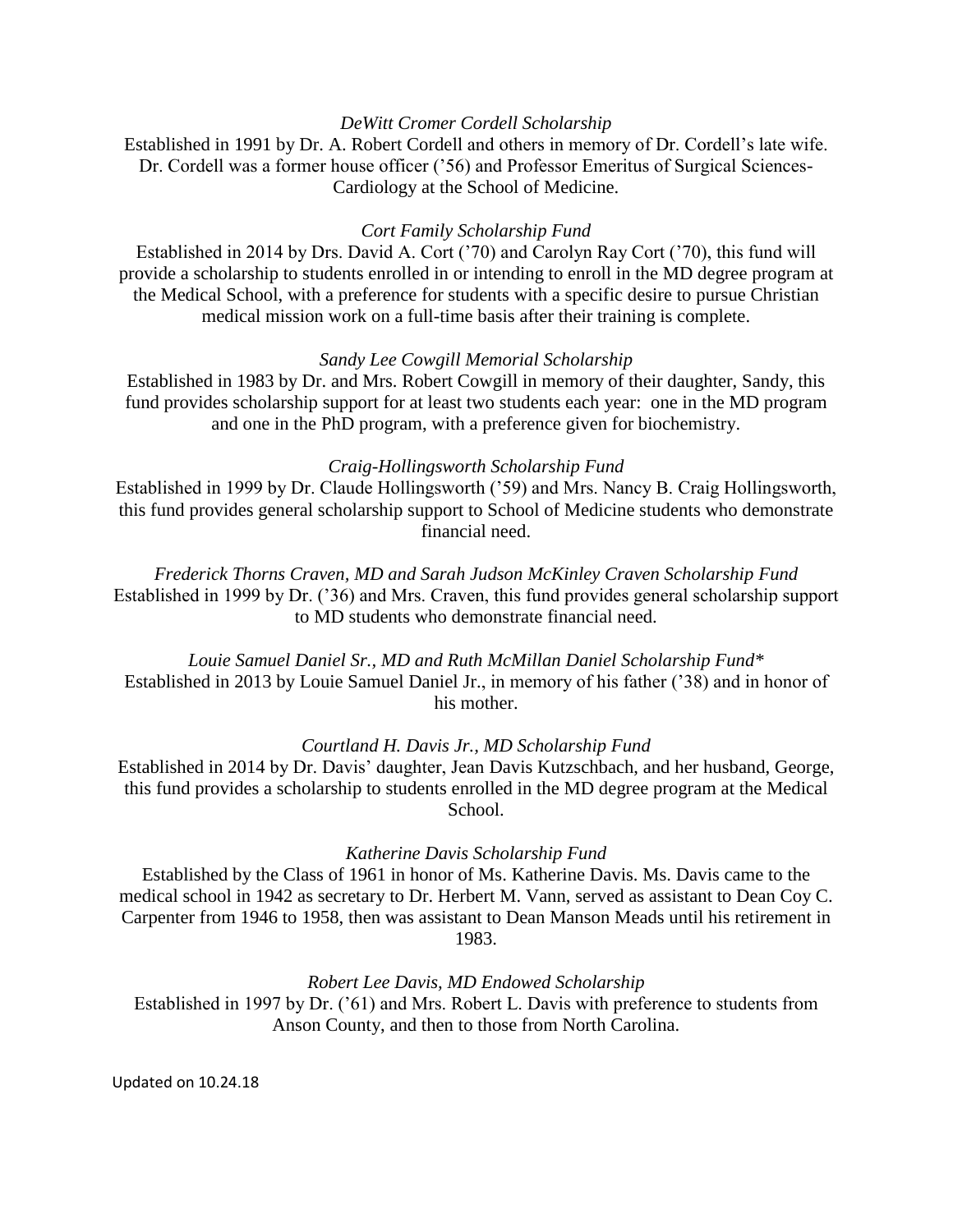*DeWitt Cromer Cordell Scholarship*

Established in 1991 by Dr. A. Robert Cordell and others in memory of Dr. Cordell's late wife. Dr. Cordell was a former house officer ('56) and Professor Emeritus of Surgical Sciences-Cardiology at the School of Medicine.

*Cort Family Scholarship Fund*

Established in 2014 by Drs. David A. Cort ('70) and Carolyn Ray Cort ('70), this fund will provide a scholarship to students enrolled in or intending to enroll in the MD degree program at the Medical School, with a preference for students with a specific desire to pursue Christian medical mission work on a full-time basis after their training is complete.

*Sandy Lee Cowgill Memorial Scholarship*

Established in 1983 by Dr. and Mrs. Robert Cowgill in memory of their daughter, Sandy, this fund provides scholarship support for at least two students each year: one in the MD program and one in the PhD program, with a preference given for biochemistry.

*Craig-Hollingsworth Scholarship Fund*

Established in 1999 by Dr. Claude Hollingsworth ('59) and Mrs. Nancy B. Craig Hollingsworth, this fund provides general scholarship support to School of Medicine students who demonstrate financial need.

*Frederick Thorns Craven, MD and Sarah Judson McKinley Craven Scholarship Fund*

Established in 1999 by Dr. ('36) and Mrs. Craven, this fund provides general scholarship support to MD students who demonstrate financial need.

*Louie Samuel Daniel Sr., MD and Ruth McMillan Daniel Scholarship Fund**

Established in 2013 by Louie Samuel Daniel Jr., in memory of his father ('38) and in honor of his mother.

*Courtland H. Davis Jr., MD Scholarship Fund*

Established in 2014 by Dr. Davis' daughter, Jean Davis Kutzschbach, and her husband, George, this fund provides a scholarship to students enrolled in the MD degree program at the Medical School.

*Katherine Davis Scholarship Fund*

Established by the Class of 1961 in honor of Ms. Katherine Davis. Ms. Davis came to the medical school in 1942 as secretary to Dr. Herbert M. Vann, served as assistant to Dean Coy C. Carpenter from 1946 to 1958, then was assistant to Dean Manson Meads until his retirement in 1983.

*Robert Lee Davis, MD Endowed Scholarship*

Established in 1997 by Dr. ('61) and Mrs. Robert L. Davis with preference to students from Anson County, and then to those from North Carolina.

Updated on 10.24.18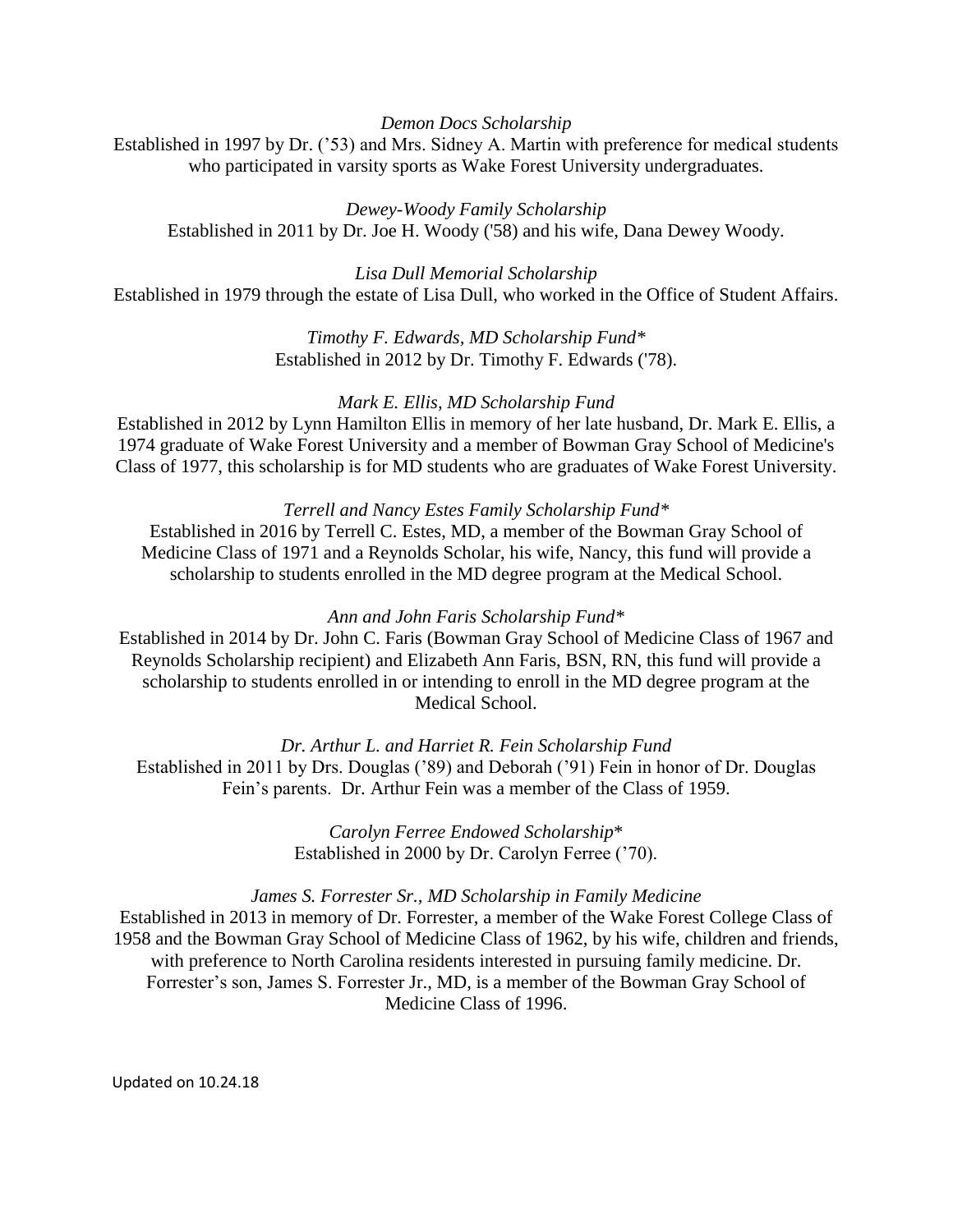*Demon Docs Scholarship*
Established in 1997 by Dr. ('53) and Mrs. Sidney A. Martin with preference for medical students who participated in varsity sports as Wake Forest University undergraduates.

*Dewey-Woody Family Scholarship*
Established in 2011 by Dr. Joe H. Woody ('58) and his wife, Dana Dewey Woody.

*Lisa Dull Memorial Scholarship*
Established in 1979 through the estate of Lisa Dull, who worked in the Office of Student Affairs.

*Timothy F. Edwards, MD Scholarship Fund**
Established in 2012 by Dr. Timothy F. Edwards ('78).

*Mark E. Ellis, MD Scholarship Fund*
Established in 2012 by Lynn Hamilton Ellis in memory of her late husband, Dr. Mark E. Ellis, a 1974 graduate of Wake Forest University and a member of Bowman Gray School of Medicine's Class of 1977, this scholarship is for MD students who are graduates of Wake Forest University.

*Terrell and Nancy Estes Family Scholarship Fund**
Established in 2016 by Terrell C. Estes, MD, a member of the Bowman Gray School of Medicine Class of 1971 and a Reynolds Scholar, his wife, Nancy, this fund will provide a scholarship to students enrolled in the MD degree program at the Medical School.

*Ann and John Faris Scholarship Fund**
Established in 2014 by Dr. John C. Faris (Bowman Gray School of Medicine Class of 1967 and Reynolds Scholarship recipient) and Elizabeth Ann Faris, BSN, RN, this fund will provide a scholarship to students enrolled in or intending to enroll in the MD degree program at the Medical School.

*Dr. Arthur L. and Harriet R. Fein Scholarship Fund*
Established in 2011 by Drs. Douglas ('89) and Deborah ('91) Fein in honor of Dr. Douglas Fein's parents. Dr. Arthur Fein was a member of the Class of 1959.

*Carolyn Ferree Endowed Scholarship**
Established in 2000 by Dr. Carolyn Ferree ('70).

*James S. Forrester Sr., MD Scholarship in Family Medicine*
Established in 2013 in memory of Dr. Forrester, a member of the Wake Forest College Class of 1958 and the Bowman Gray School of Medicine Class of 1962, by his wife, children and friends, with preference to North Carolina residents interested in pursuing family medicine. Dr. Forrester's son, James S. Forrester Jr., MD, is a member of the Bowman Gray School of Medicine Class of 1996.

Updated on 10.24.18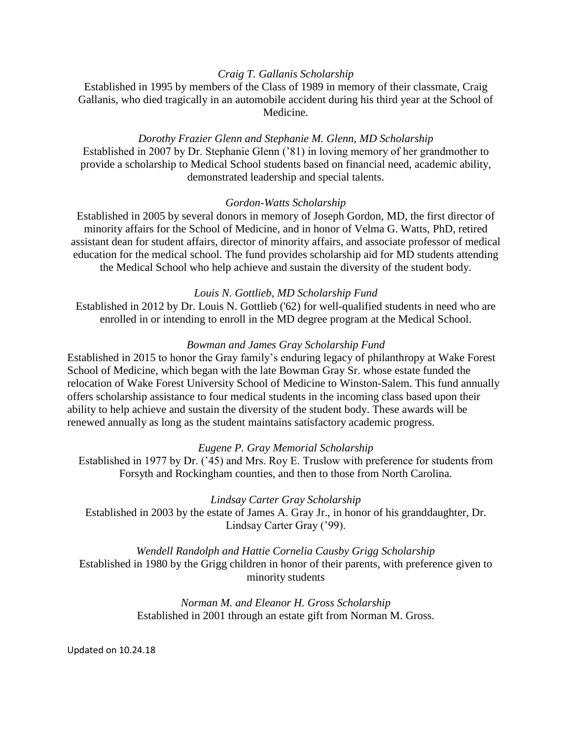*Craig T. Gallanis Scholarship*

Established in 1995 by members of the Class of 1989 in memory of their classmate, Craig Gallanis, who died tragically in an automobile accident during his third year at the School of Medicine.

*Dorothy Frazier Glenn and Stephanie M. Glenn, MD Scholarship*

Established in 2007 by Dr. Stephanie Glenn ('81) in loving memory of her grandmother to provide a scholarship to Medical School students based on financial need, academic ability, demonstrated leadership and special talents.

*Gordon-Watts Scholarship*

Established in 2005 by several donors in memory of Joseph Gordon, MD, the first director of minority affairs for the School of Medicine, and in honor of Velma G. Watts, PhD, retired assistant dean for student affairs, director of minority affairs, and associate professor of medical education for the medical school. The fund provides scholarship aid for MD students attending the Medical School who help achieve and sustain the diversity of the student body.

*Louis N. Gottlieb, MD Scholarship Fund*

Established in 2012 by Dr. Louis N. Gottlieb ('62) for well-qualified students in need who are enrolled in or intending to enroll in the MD degree program at the Medical School.

*Bowman and James Gray Scholarship Fund*

Established in 2015 to honor the Gray family's enduring legacy of philanthropy at Wake Forest School of Medicine, which began with the late Bowman Gray Sr. whose estate funded the relocation of Wake Forest University School of Medicine to Winston-Salem. This fund annually offers scholarship assistance to four medical students in the incoming class based upon their ability to help achieve and sustain the diversity of the student body. These awards will be renewed annually as long as the student maintains satisfactory academic progress.

*Eugene P. Gray Memorial Scholarship*

Established in 1977 by Dr. ('45) and Mrs. Roy E. Truslow with preference for students from Forsyth and Rockingham counties, and then to those from North Carolina.

*Lindsay Carter Gray Scholarship*

Established in 2003 by the estate of James A. Gray Jr., in honor of his granddaughter, Dr. Lindsay Carter Gray ('99).

*Wendell Randolph and Hattie Cornelia Causby Grigg Scholarship*

Established in 1980 by the Grigg children in honor of their parents, with preference given to minority students

*Norman M. and Eleanor H. Gross Scholarship*

Established in 2001 through an estate gift from Norman M. Gross.

Updated on 10.24.18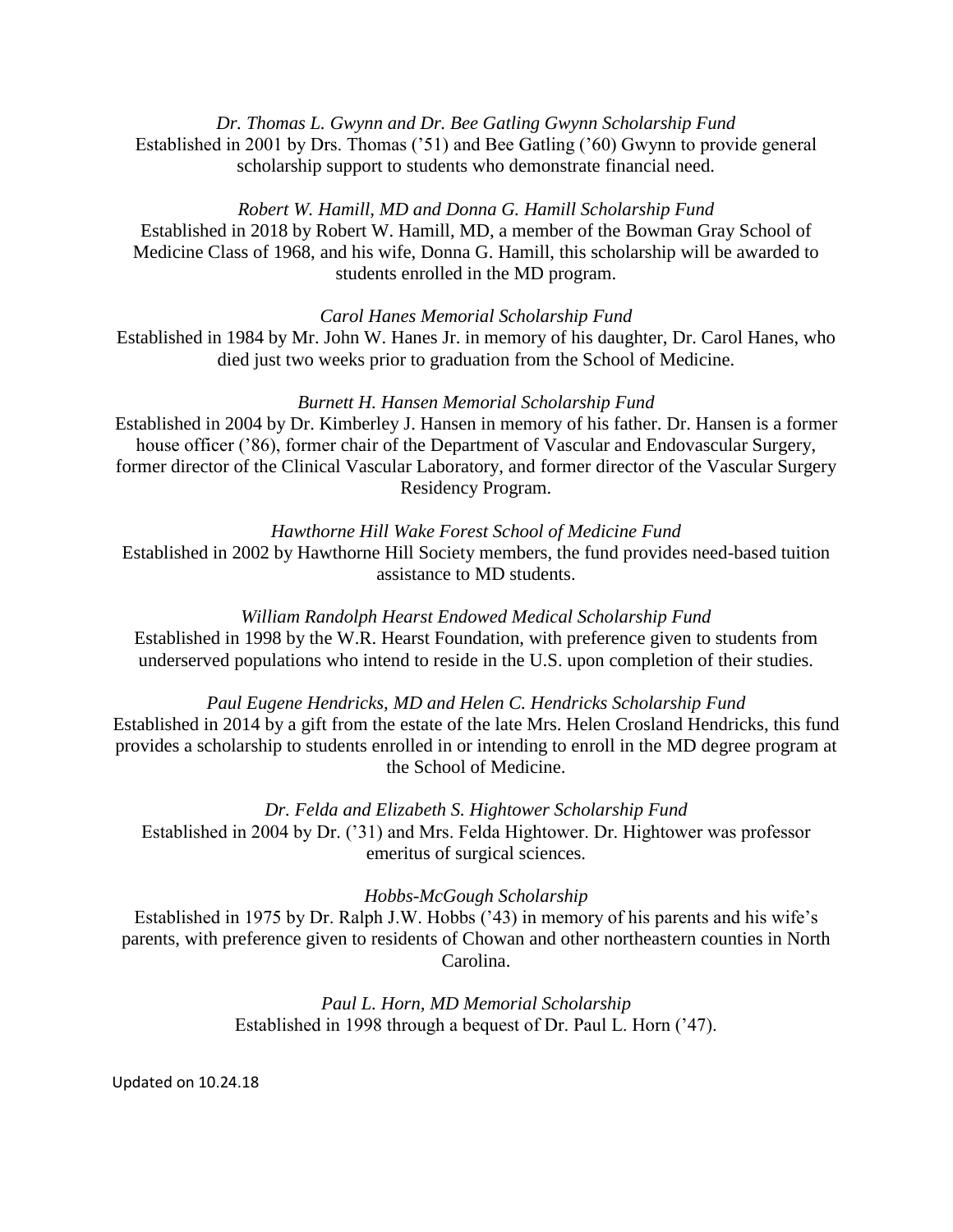*Dr. Thomas L. Gwynn and Dr. Bee Gatling Gwynn Scholarship Fund*
Established in 2001 by Drs. Thomas ('51) and Bee Gatling ('60) Gwynn to provide general scholarship support to students who demonstrate financial need.

*Robert W. Hamill, MD and Donna G. Hamill Scholarship Fund*
Established in 2018 by Robert W. Hamill, MD, a member of the Bowman Gray School of Medicine Class of 1968, and his wife, Donna G. Hamill, this scholarship will be awarded to students enrolled in the MD program.

*Carol Hanes Memorial Scholarship Fund*
Established in 1984 by Mr. John W. Hanes Jr. in memory of his daughter, Dr. Carol Hanes, who died just two weeks prior to graduation from the School of Medicine.

*Burnett H. Hansen Memorial Scholarship Fund*
Established in 2004 by Dr. Kimberley J. Hansen in memory of his father. Dr. Hansen is a former house officer ('86), former chair of the Department of Vascular and Endovascular Surgery, former director of the Clinical Vascular Laboratory, and former director of the Vascular Surgery Residency Program.

*Hawthorne Hill Wake Forest School of Medicine Fund*
Established in 2002 by Hawthorne Hill Society members, the fund provides need-based tuition assistance to MD students.

*William Randolph Hearst Endowed Medical Scholarship Fund*
Established in 1998 by the W.R. Hearst Foundation, with preference given to students from underserved populations who intend to reside in the U.S. upon completion of their studies.

*Paul Eugene Hendricks, MD and Helen C. Hendricks Scholarship Fund*
Established in 2014 by a gift from the estate of the late Mrs. Helen Crosland Hendricks, this fund provides a scholarship to students enrolled in or intending to enroll in the MD degree program at the School of Medicine.

*Dr. Felda and Elizabeth S. Hightower Scholarship Fund*
Established in 2004 by Dr. ('31) and Mrs. Felda Hightower. Dr. Hightower was professor emeritus of surgical sciences.

*Hobbs-McGough Scholarship*
Established in 1975 by Dr. Ralph J.W. Hobbs ('43) in memory of his parents and his wife's parents, with preference given to residents of Chowan and other northeastern counties in North Carolina.

*Paul L. Horn, MD Memorial Scholarship*
Established in 1998 through a bequest of Dr. Paul L. Horn ('47).

Updated on 10.24.18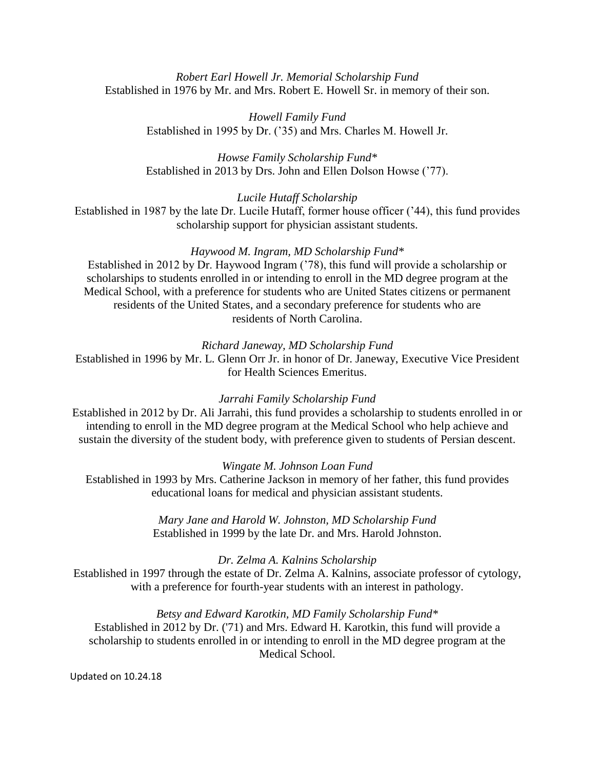*Robert Earl Howell Jr. Memorial Scholarship Fund*
Established in 1976 by Mr. and Mrs. Robert E. Howell Sr. in memory of their son.

*Howell Family Fund*
Established in 1995 by Dr. ('35) and Mrs. Charles M. Howell Jr.

*Howse Family Scholarship Fund**
Established in 2013 by Drs. John and Ellen Dolson Howse ('77).

*Lucile Hutaff Scholarship*
Established in 1987 by the late Dr. Lucile Hutaff, former house officer ('44), this fund provides scholarship support for physician assistant students.

*Haywood M. Ingram, MD Scholarship Fund**
Established in 2012 by Dr. Haywood Ingram ('78), this fund will provide a scholarship or scholarships to students enrolled in or intending to enroll in the MD degree program at the Medical School, with a preference for students who are United States citizens or permanent residents of the United States, and a secondary preference for students who are residents of North Carolina.

*Richard Janeway, MD Scholarship Fund*
Established in 1996 by Mr. L. Glenn Orr Jr. in honor of Dr. Janeway, Executive Vice President for Health Sciences Emeritus.

*Jarrahi Family Scholarship Fund*
Established in 2012 by Dr. Ali Jarrahi, this fund provides a scholarship to students enrolled in or intending to enroll in the MD degree program at the Medical School who help achieve and sustain the diversity of the student body, with preference given to students of Persian descent.

*Wingate M. Johnson Loan Fund*
Established in 1993 by Mrs. Catherine Jackson in memory of her father, this fund provides educational loans for medical and physician assistant students.

*Mary Jane and Harold W. Johnston, MD Scholarship Fund*
Established in 1999 by the late Dr. and Mrs. Harold Johnston.

*Dr. Zelma A. Kalnins Scholarship*
Established in 1997 through the estate of Dr. Zelma A. Kalnins, associate professor of cytology, with a preference for fourth-year students with an interest in pathology.

*Betsy and Edward Karotkin, MD Family Scholarship Fund**
Established in 2012 by Dr. ('71) and Mrs. Edward H. Karotkin, this fund will provide a scholarship to students enrolled in or intending to enroll in the MD degree program at the Medical School.

Updated on 10.24.18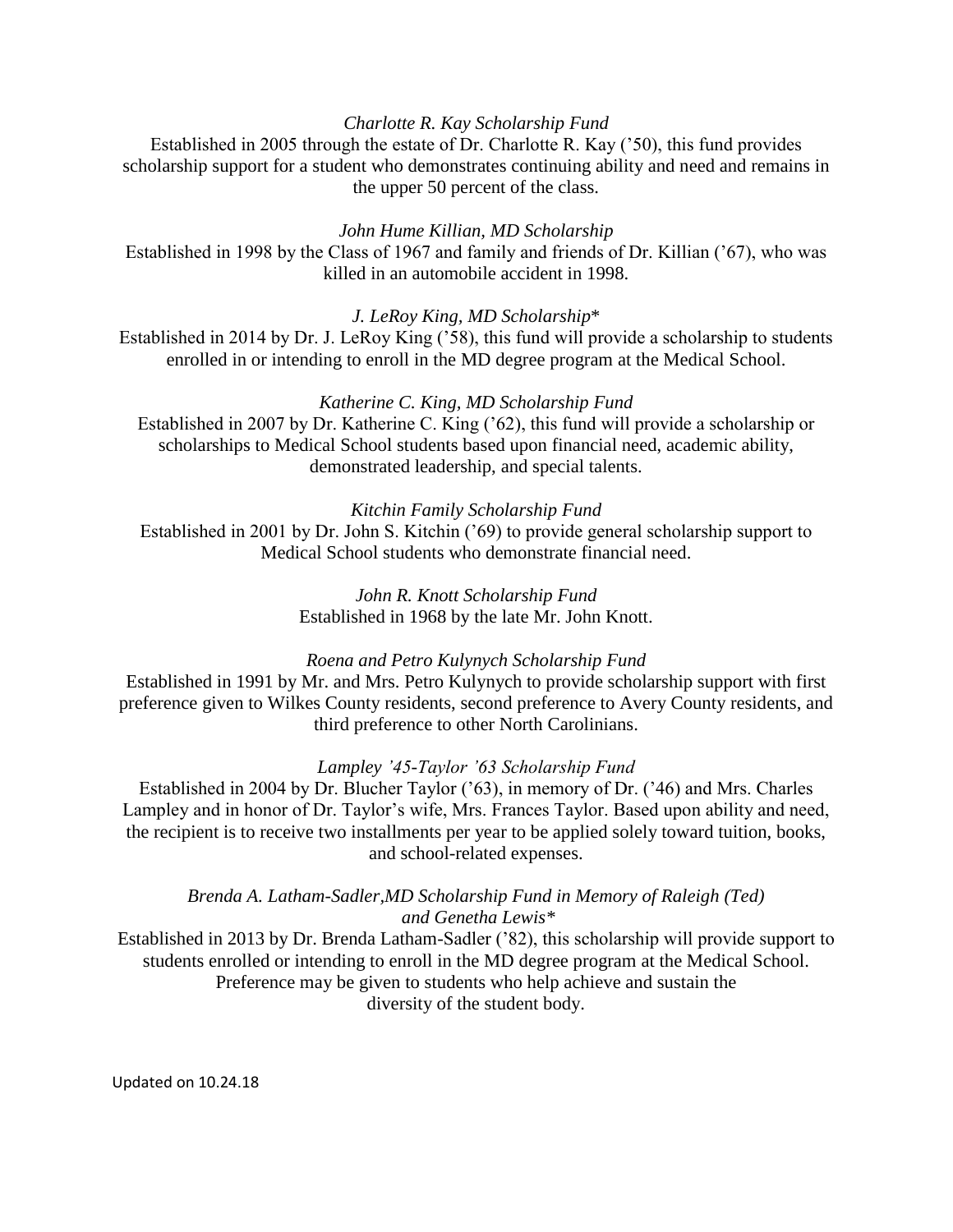*Charlotte R. Kay Scholarship Fund*

Established in 2005 through the estate of Dr. Charlotte R. Kay ('50), this fund provides scholarship support for a student who demonstrates continuing ability and need and remains in the upper 50 percent of the class.

*John Hume Killian, MD Scholarship*

Established in 1998 by the Class of 1967 and family and friends of Dr. Killian ('67), who was killed in an automobile accident in 1998.

*J. LeRoy King, MD Scholarship**

Established in 2014 by Dr. J. LeRoy King ('58), this fund will provide a scholarship to students enrolled in or intending to enroll in the MD degree program at the Medical School.

*Katherine C. King, MD Scholarship Fund*

Established in 2007 by Dr. Katherine C. King ('62), this fund will provide a scholarship or scholarships to Medical School students based upon financial need, academic ability, demonstrated leadership, and special talents.

*Kitchin Family Scholarship Fund*

Established in 2001 by Dr. John S. Kitchin ('69) to provide general scholarship support to Medical School students who demonstrate financial need.

*John R. Knott Scholarship Fund*

Established in 1968 by the late Mr. John Knott.

*Roena and Petro Kulynych Scholarship Fund*

Established in 1991 by Mr. and Mrs. Petro Kulynych to provide scholarship support with first preference given to Wilkes County residents, second preference to Avery County residents, and third preference to other North Carolinians.

*Lampley '45-Taylor '63 Scholarship Fund*

Established in 2004 by Dr. Blucher Taylor ('63), in memory of Dr. ('46) and Mrs. Charles Lampley and in honor of Dr. Taylor's wife, Mrs. Frances Taylor. Based upon ability and need, the recipient is to receive two installments per year to be applied solely toward tuition, books, and school-related expenses.

*Brenda A. Latham-Sadler,MD Scholarship Fund in Memory of Raleigh (Ted) and Genetha Lewis**

Established in 2013 by Dr. Brenda Latham-Sadler ('82), this scholarship will provide support to students enrolled or intending to enroll in the MD degree program at the Medical School. Preference may be given to students who help achieve and sustain the diversity of the student body.

Updated on 10.24.18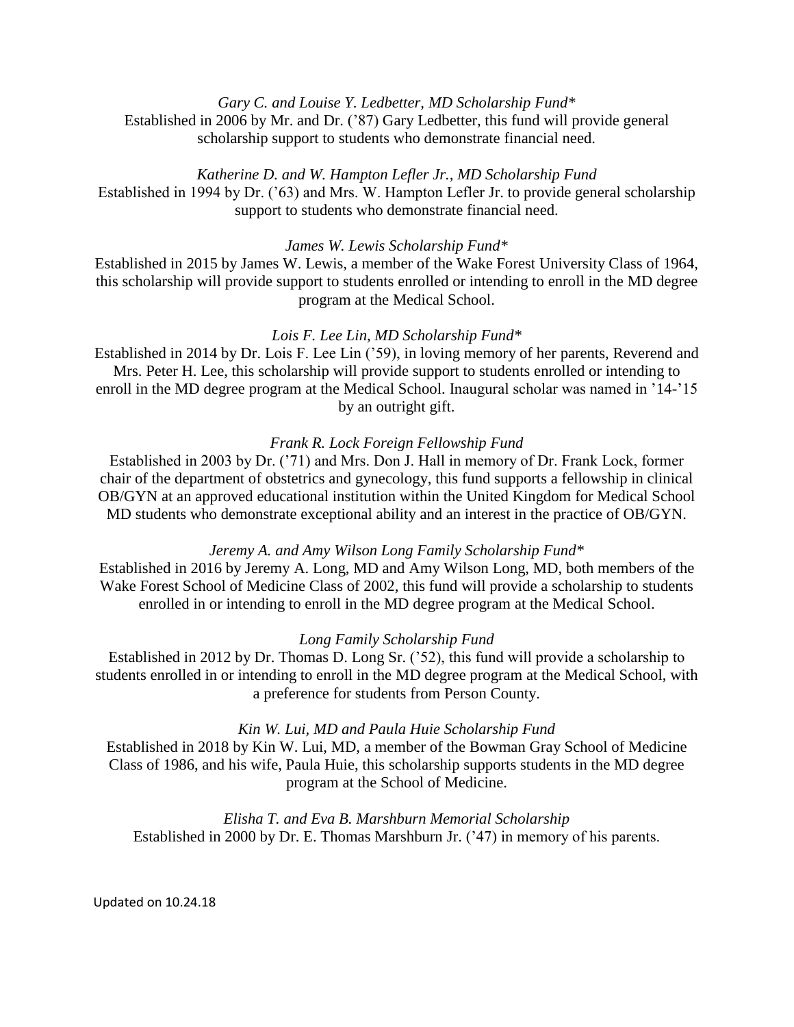*Gary C. and Louise Y. Ledbetter, MD Scholarship Fund**
Established in 2006 by Mr. and Dr. ('87) Gary Ledbetter, this fund will provide general scholarship support to students who demonstrate financial need.

*Katherine D. and W. Hampton Lefler Jr., MD Scholarship Fund*
Established in 1994 by Dr. ('63) and Mrs. W. Hampton Lefler Jr. to provide general scholarship support to students who demonstrate financial need.

*James W. Lewis Scholarship Fund**
Established in 2015 by James W. Lewis, a member of the Wake Forest University Class of 1964, this scholarship will provide support to students enrolled or intending to enroll in the MD degree program at the Medical School.

*Lois F. Lee Lin, MD Scholarship Fund**
Established in 2014 by Dr. Lois F. Lee Lin ('59), in loving memory of her parents, Reverend and Mrs. Peter H. Lee, this scholarship will provide support to students enrolled or intending to enroll in the MD degree program at the Medical School. Inaugural scholar was named in '14-'15 by an outright gift.

*Frank R. Lock Foreign Fellowship Fund*
Established in 2003 by Dr. ('71) and Mrs. Don J. Hall in memory of Dr. Frank Lock, former chair of the department of obstetrics and gynecology, this fund supports a fellowship in clinical OB/GYN at an approved educational institution within the United Kingdom for Medical School MD students who demonstrate exceptional ability and an interest in the practice of OB/GYN.

*Jeremy A. and Amy Wilson Long Family Scholarship Fund**
Established in 2016 by Jeremy A. Long, MD and Amy Wilson Long, MD, both members of the Wake Forest School of Medicine Class of 2002, this fund will provide a scholarship to students enrolled in or intending to enroll in the MD degree program at the Medical School.

*Long Family Scholarship Fund*
Established in 2012 by Dr. Thomas D. Long Sr. ('52), this fund will provide a scholarship to students enrolled in or intending to enroll in the MD degree program at the Medical School, with a preference for students from Person County.

*Kin W. Lui, MD and Paula Huie Scholarship Fund*
Established in 2018 by Kin W. Lui, MD, a member of the Bowman Gray School of Medicine Class of 1986, and his wife, Paula Huie, this scholarship supports students in the MD degree program at the School of Medicine.

*Elisha T. and Eva B. Marshburn Memorial Scholarship*
Established in 2000 by Dr. E. Thomas Marshburn Jr. ('47) in memory of his parents.

Updated on 10.24.18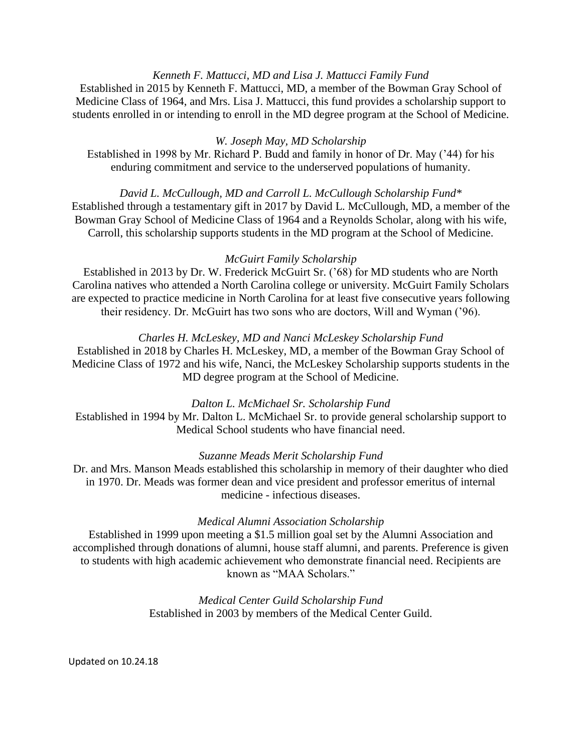*Kenneth F. Mattucci, MD and Lisa J. Mattucci Family Fund*

Established in 2015 by Kenneth F. Mattucci, MD, a member of the Bowman Gray School of Medicine Class of 1964, and Mrs. Lisa J. Mattucci, this fund provides a scholarship support to students enrolled in or intending to enroll in the MD degree program at the School of Medicine.

*W. Joseph May, MD Scholarship*

Established in 1998 by Mr. Richard P. Budd and family in honor of Dr. May ('44) for his enduring commitment and service to the underserved populations of humanity.

*David L. McCullough, MD and Carroll L. McCullough Scholarship Fund**

Established through a testamentary gift in 2017 by David L. McCullough, MD, a member of the Bowman Gray School of Medicine Class of 1964 and a Reynolds Scholar, along with his wife, Carroll, this scholarship supports students in the MD program at the School of Medicine.

*McGuirt Family Scholarship*

Established in 2013 by Dr. W. Frederick McGuirt Sr. ('68) for MD students who are North Carolina natives who attended a North Carolina college or university. McGuirt Family Scholars are expected to practice medicine in North Carolina for at least five consecutive years following their residency. Dr. McGuirt has two sons who are doctors, Will and Wyman ('96).

*Charles H. McLeskey, MD and Nanci McLeskey Scholarship Fund*

Established in 2018 by Charles H. McLeskey, MD, a member of the Bowman Gray School of Medicine Class of 1972 and his wife, Nanci, the McLeskey Scholarship supports students in the MD degree program at the School of Medicine.

*Dalton L. McMichael Sr. Scholarship Fund*

Established in 1994 by Mr. Dalton L. McMichael Sr. to provide general scholarship support to Medical School students who have financial need.

*Suzanne Meads Merit Scholarship Fund*

Dr. and Mrs. Manson Meads established this scholarship in memory of their daughter who died in 1970. Dr. Meads was former dean and vice president and professor emeritus of internal medicine - infectious diseases.

*Medical Alumni Association Scholarship*

Established in 1999 upon meeting a $1.5 million goal set by the Alumni Association and accomplished through donations of alumni, house staff alumni, and parents. Preference is given to students with high academic achievement who demonstrate financial need. Recipients are known as "MAA Scholars."

*Medical Center Guild Scholarship Fund*

Established in 2003 by members of the Medical Center Guild.

Updated on 10.24.18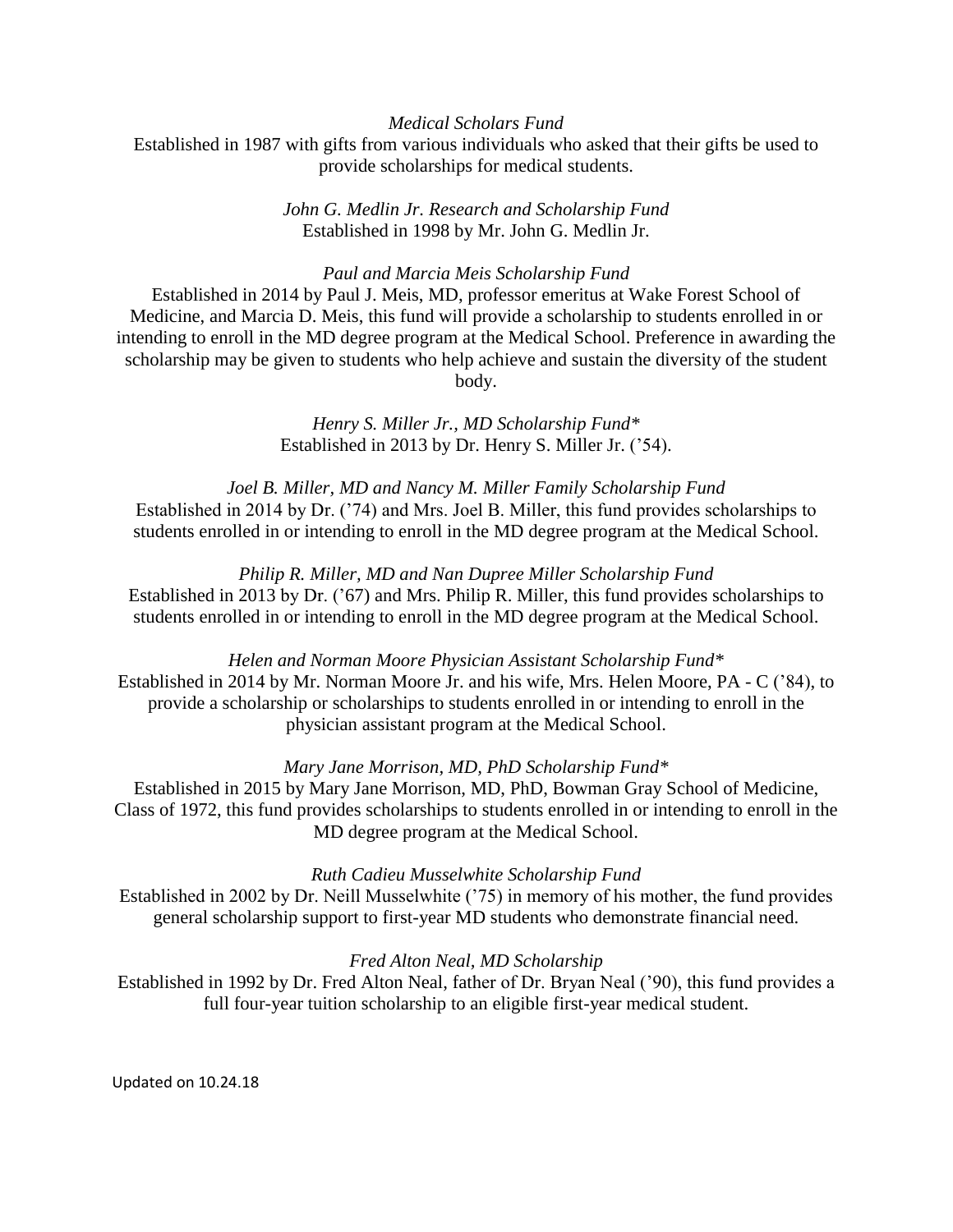*Medical Scholars Fund*

Established in 1987 with gifts from various individuals who asked that their gifts be used to provide scholarships for medical students.

*John G. Medlin Jr. Research and Scholarship Fund*

Established in 1998 by Mr. John G. Medlin Jr.

*Paul and Marcia Meis Scholarship Fund*

Established in 2014 by Paul J. Meis, MD, professor emeritus at Wake Forest School of Medicine, and Marcia D. Meis, this fund will provide a scholarship to students enrolled in or intending to enroll in the MD degree program at the Medical School. Preference in awarding the scholarship may be given to students who help achieve and sustain the diversity of the student body.

*Henry S. Miller Jr., MD Scholarship Fund**

Established in 2013 by Dr. Henry S. Miller Jr. ('54).

*Joel B. Miller, MD and Nancy M. Miller Family Scholarship Fund*

Established in 2014 by Dr. ('74) and Mrs. Joel B. Miller, this fund provides scholarships to students enrolled in or intending to enroll in the MD degree program at the Medical School.

*Philip R. Miller, MD and Nan Dupree Miller Scholarship Fund*

Established in 2013 by Dr. ('67) and Mrs. Philip R. Miller, this fund provides scholarships to students enrolled in or intending to enroll in the MD degree program at the Medical School.

*Helen and Norman Moore Physician Assistant Scholarship Fund**

Established in 2014 by Mr. Norman Moore Jr. and his wife, Mrs. Helen Moore, PA - C ('84), to provide a scholarship or scholarships to students enrolled in or intending to enroll in the physician assistant program at the Medical School.

*Mary Jane Morrison, MD, PhD Scholarship Fund**

Established in 2015 by Mary Jane Morrison, MD, PhD, Bowman Gray School of Medicine, Class of 1972, this fund provides scholarships to students enrolled in or intending to enroll in the MD degree program at the Medical School.

*Ruth Cadieu Musselwhite Scholarship Fund*

Established in 2002 by Dr. Neill Musselwhite ('75) in memory of his mother, the fund provides general scholarship support to first-year MD students who demonstrate financial need.

*Fred Alton Neal, MD Scholarship*

Established in 1992 by Dr. Fred Alton Neal, father of Dr. Bryan Neal ('90), this fund provides a full four-year tuition scholarship to an eligible first-year medical student.

Updated on 10.24.18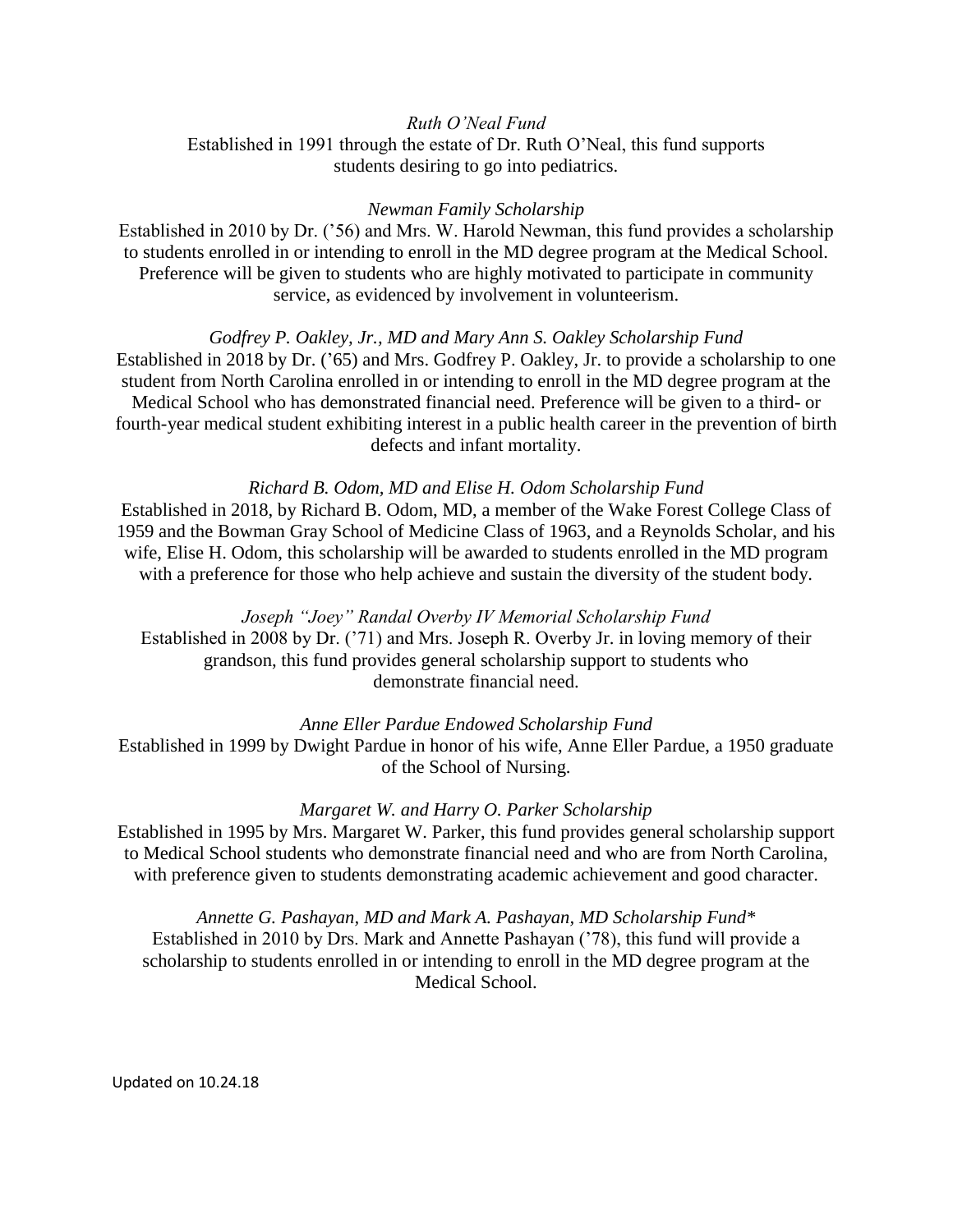*Ruth O'Neal Fund*

Established in 1991 through the estate of Dr. Ruth O'Neal, this fund supports students desiring to go into pediatrics.

*Newman Family Scholarship*

Established in 2010 by Dr. ('56) and Mrs. W. Harold Newman, this fund provides a scholarship to students enrolled in or intending to enroll in the MD degree program at the Medical School. Preference will be given to students who are highly motivated to participate in community service, as evidenced by involvement in volunteerism.

*Godfrey P. Oakley, Jr., MD and Mary Ann S. Oakley Scholarship Fund*

Established in 2018 by Dr. ('65) and Mrs. Godfrey P. Oakley, Jr. to provide a scholarship to one student from North Carolina enrolled in or intending to enroll in the MD degree program at the Medical School who has demonstrated financial need. Preference will be given to a third- or fourth-year medical student exhibiting interest in a public health career in the prevention of birth defects and infant mortality.

*Richard B. Odom, MD and Elise H. Odom Scholarship Fund*

Established in 2018, by Richard B. Odom, MD, a member of the Wake Forest College Class of 1959 and the Bowman Gray School of Medicine Class of 1963, and a Reynolds Scholar, and his wife, Elise H. Odom, this scholarship will be awarded to students enrolled in the MD program with a preference for those who help achieve and sustain the diversity of the student body.

*Joseph "Joey" Randal Overby IV Memorial Scholarship Fund*

Established in 2008 by Dr. ('71) and Mrs. Joseph R. Overby Jr. in loving memory of their grandson, this fund provides general scholarship support to students who demonstrate financial need.

*Anne Eller Pardue Endowed Scholarship Fund*

Established in 1999 by Dwight Pardue in honor of his wife, Anne Eller Pardue, a 1950 graduate of the School of Nursing.

*Margaret W. and Harry O. Parker Scholarship*

Established in 1995 by Mrs. Margaret W. Parker, this fund provides general scholarship support to Medical School students who demonstrate financial need and who are from North Carolina, with preference given to students demonstrating academic achievement and good character.

*Annette G. Pashayan, MD and Mark A. Pashayan, MD Scholarship Fund**

Established in 2010 by Drs. Mark and Annette Pashayan ('78), this fund will provide a scholarship to students enrolled in or intending to enroll in the MD degree program at the Medical School.

Updated on 10.24.18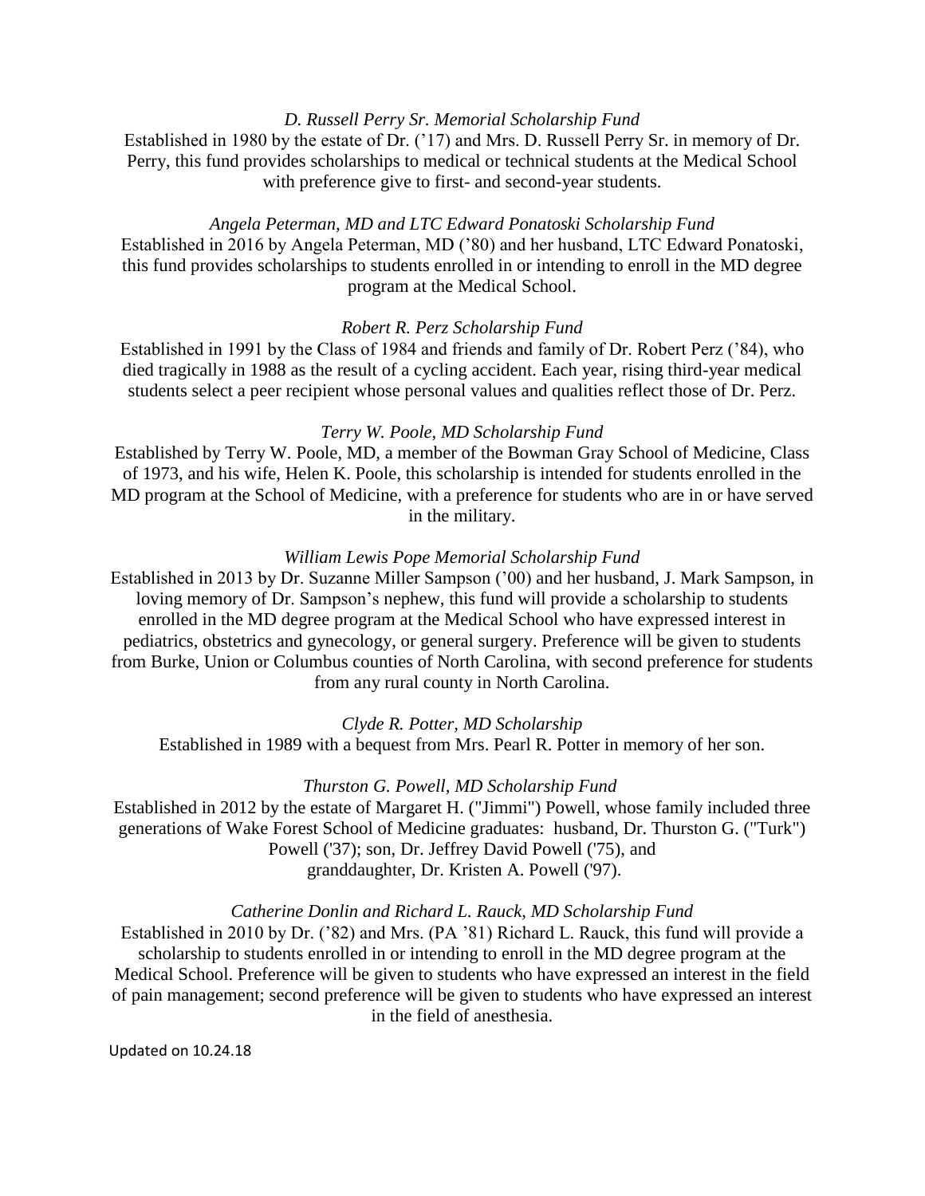*D. Russell Perry Sr. Memorial Scholarship Fund*

Established in 1980 by the estate of Dr. ('17) and Mrs. D. Russell Perry Sr. in memory of Dr. Perry, this fund provides scholarships to medical or technical students at the Medical School with preference give to first- and second-year students.

*Angela Peterman, MD and LTC Edward Ponatoski Scholarship Fund*

Established in 2016 by Angela Peterman, MD ('80) and her husband, LTC Edward Ponatoski, this fund provides scholarships to students enrolled in or intending to enroll in the MD degree program at the Medical School.

*Robert R. Perz Scholarship Fund*

Established in 1991 by the Class of 1984 and friends and family of Dr. Robert Perz ('84), who died tragically in 1988 as the result of a cycling accident. Each year, rising third-year medical students select a peer recipient whose personal values and qualities reflect those of Dr. Perz.

*Terry W. Poole, MD Scholarship Fund*

Established by Terry W. Poole, MD, a member of the Bowman Gray School of Medicine, Class of 1973, and his wife, Helen K. Poole, this scholarship is intended for students enrolled in the MD program at the School of Medicine, with a preference for students who are in or have served in the military.

*William Lewis Pope Memorial Scholarship Fund*

Established in 2013 by Dr. Suzanne Miller Sampson ('00) and her husband, J. Mark Sampson, in loving memory of Dr. Sampson's nephew, this fund will provide a scholarship to students enrolled in the MD degree program at the Medical School who have expressed interest in pediatrics, obstetrics and gynecology, or general surgery. Preference will be given to students from Burke, Union or Columbus counties of North Carolina, with second preference for students from any rural county in North Carolina.

*Clyde R. Potter, MD Scholarship*

Established in 1989 with a bequest from Mrs. Pearl R. Potter in memory of her son.

*Thurston G. Powell, MD Scholarship Fund*

Established in 2012 by the estate of Margaret H. ("Jimmi") Powell, whose family included three generations of Wake Forest School of Medicine graduates: husband, Dr. Thurston G. ("Turk") Powell ('37); son, Dr. Jeffrey David Powell ('75), and granddaughter, Dr. Kristen A. Powell ('97).

*Catherine Donlin and Richard L. Rauck, MD Scholarship Fund*

Established in 2010 by Dr. ('82) and Mrs. (PA '81) Richard L. Rauck, this fund will provide a scholarship to students enrolled in or intending to enroll in the MD degree program at the Medical School. Preference will be given to students who have expressed an interest in the field of pain management; second preference will be given to students who have expressed an interest in the field of anesthesia.

Updated on 10.24.18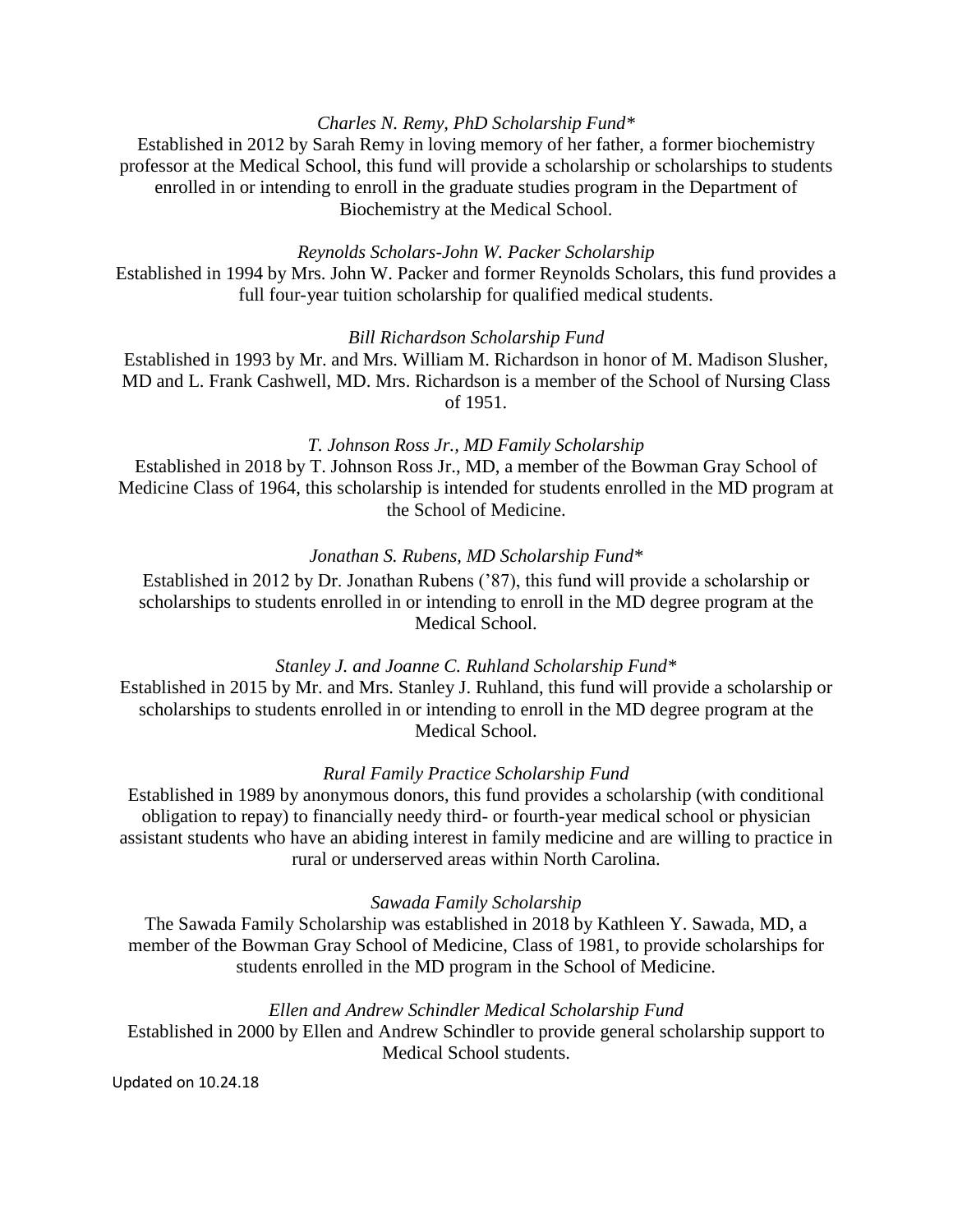*Charles N. Remy, PhD Scholarship Fund**

Established in 2012 by Sarah Remy in loving memory of her father, a former biochemistry professor at the Medical School, this fund will provide a scholarship or scholarships to students enrolled in or intending to enroll in the graduate studies program in the Department of Biochemistry at the Medical School.

*Reynolds Scholars-John W. Packer Scholarship*

Established in 1994 by Mrs. John W. Packer and former Reynolds Scholars, this fund provides a full four-year tuition scholarship for qualified medical students.

*Bill Richardson Scholarship Fund*

Established in 1993 by Mr. and Mrs. William M. Richardson in honor of M. Madison Slusher, MD and L. Frank Cashwell, MD. Mrs. Richardson is a member of the School of Nursing Class of 1951.

*T. Johnson Ross Jr., MD Family Scholarship*

Established in 2018 by T. Johnson Ross Jr., MD, a member of the Bowman Gray School of Medicine Class of 1964, this scholarship is intended for students enrolled in the MD program at the School of Medicine.

*Jonathan S. Rubens, MD Scholarship Fund**

Established in 2012 by Dr. Jonathan Rubens ('87), this fund will provide a scholarship or scholarships to students enrolled in or intending to enroll in the MD degree program at the Medical School.

*Stanley J. and Joanne C. Ruhland Scholarship Fund**

Established in 2015 by Mr. and Mrs. Stanley J. Ruhland, this fund will provide a scholarship or scholarships to students enrolled in or intending to enroll in the MD degree program at the Medical School.

*Rural Family Practice Scholarship Fund*

Established in 1989 by anonymous donors, this fund provides a scholarship (with conditional obligation to repay) to financially needy third- or fourth-year medical school or physician assistant students who have an abiding interest in family medicine and are willing to practice in rural or underserved areas within North Carolina.

*Sawada Family Scholarship*

The Sawada Family Scholarship was established in 2018 by Kathleen Y. Sawada, MD, a member of the Bowman Gray School of Medicine, Class of 1981, to provide scholarships for students enrolled in the MD program in the School of Medicine.

*Ellen and Andrew Schindler Medical Scholarship Fund*

Established in 2000 by Ellen and Andrew Schindler to provide general scholarship support to Medical School students.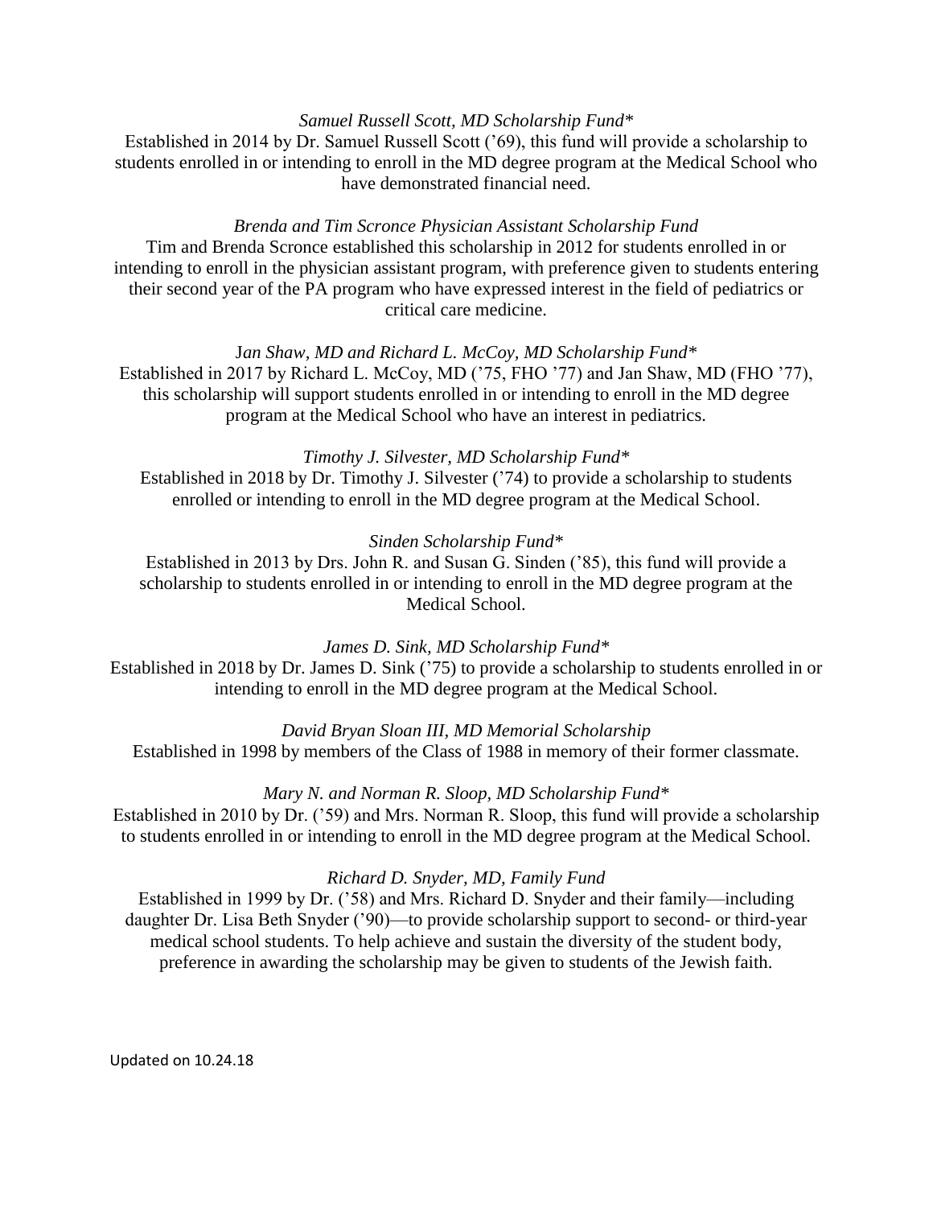*Samuel Russell Scott, MD Scholarship Fund**

Established in 2014 by Dr. Samuel Russell Scott ('69), this fund will provide a scholarship to students enrolled in or intending to enroll in the MD degree program at the Medical School who have demonstrated financial need.

*Brenda and Tim Scronce Physician Assistant Scholarship Fund*

Tim and Brenda Scronce established this scholarship in 2012 for students enrolled in or intending to enroll in the physician assistant program, with preference given to students entering their second year of the PA program who have expressed interest in the field of pediatrics or critical care medicine.

*Jan Shaw, MD and Richard L. McCoy, MD Scholarship Fund**

Established in 2017 by Richard L. McCoy, MD ('75, FHO '77) and Jan Shaw, MD (FHO '77), this scholarship will support students enrolled in or intending to enroll in the MD degree program at the Medical School who have an interest in pediatrics.

*Timothy J. Silvester, MD Scholarship Fund**

Established in 2018 by Dr. Timothy J. Silvester ('74) to provide a scholarship to students enrolled or intending to enroll in the MD degree program at the Medical School.

*Sinden Scholarship Fund**

Established in 2013 by Drs. John R. and Susan G. Sinden ('85), this fund will provide a scholarship to students enrolled in or intending to enroll in the MD degree program at the Medical School.

*James D. Sink, MD Scholarship Fund**

Established in 2018 by Dr. James D. Sink ('75) to provide a scholarship to students enrolled in or intending to enroll in the MD degree program at the Medical School.

*David Bryan Sloan III, MD Memorial Scholarship*

Established in 1998 by members of the Class of 1988 in memory of their former classmate.

*Mary N. and Norman R. Sloop, MD Scholarship Fund**

Established in 2010 by Dr. ('59) and Mrs. Norman R. Sloop, this fund will provide a scholarship to students enrolled in or intending to enroll in the MD degree program at the Medical School.

*Richard D. Snyder, MD, Family Fund*

Established in 1999 by Dr. ('58) and Mrs. Richard D. Snyder and their family—including daughter Dr. Lisa Beth Snyder ('90)—to provide scholarship support to second- or third-year medical school students. To help achieve and sustain the diversity of the student body, preference in awarding the scholarship may be given to students of the Jewish faith.

Updated on 10.24.18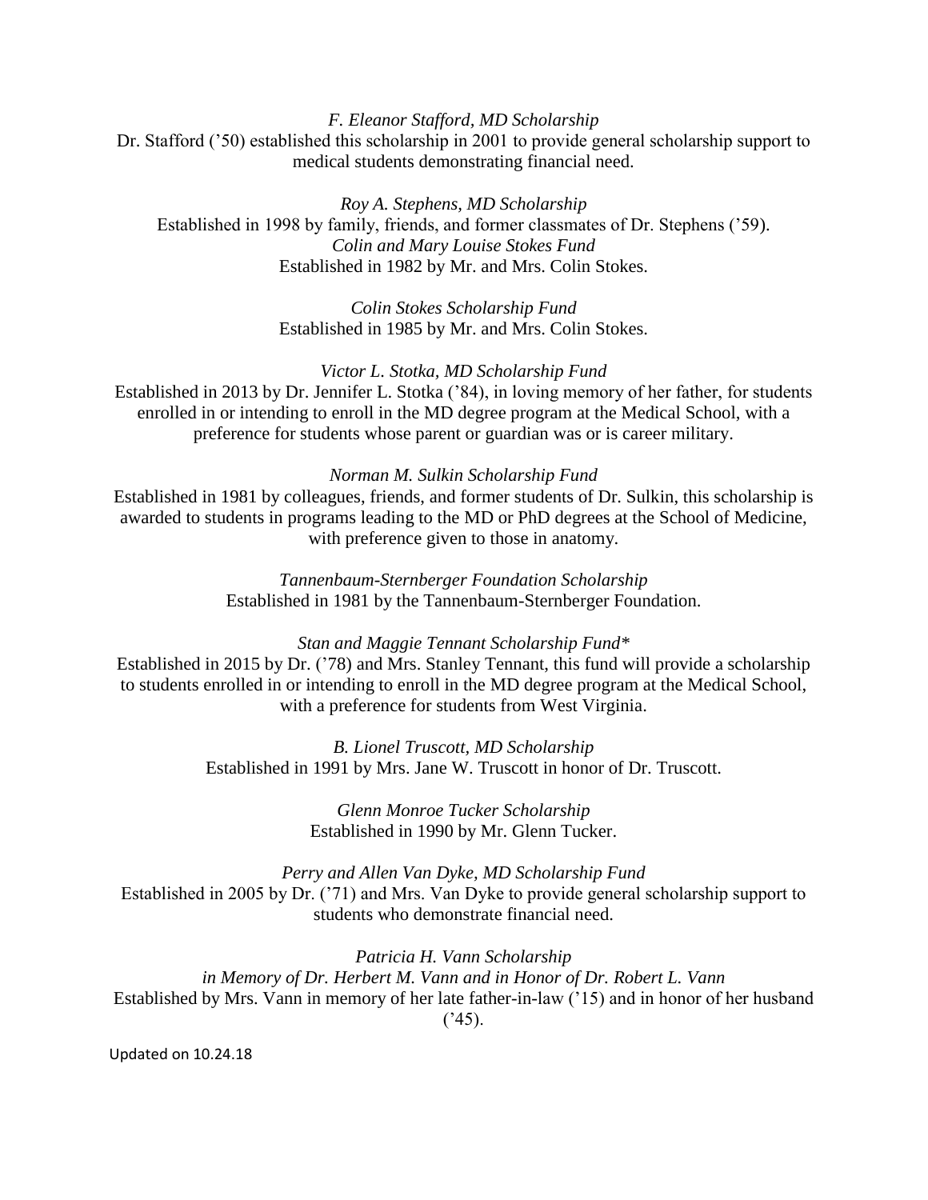*F. Eleanor Stafford, MD Scholarship*
Dr. Stafford ('50) established this scholarship in 2001 to provide general scholarship support to medical students demonstrating financial need.

*Roy A. Stephens, MD Scholarship*
Established in 1998 by family, friends, and former classmates of Dr. Stephens ('59).

*Colin and Mary Louise Stokes Fund*
Established in 1982 by Mr. and Mrs. Colin Stokes.

*Colin Stokes Scholarship Fund*
Established in 1985 by Mr. and Mrs. Colin Stokes.

*Victor L. Stotka, MD Scholarship Fund*
Established in 2013 by Dr. Jennifer L. Stotka ('84), in loving memory of her father, for students enrolled in or intending to enroll in the MD degree program at the Medical School, with a preference for students whose parent or guardian was or is career military.

*Norman M. Sulkin Scholarship Fund*
Established in 1981 by colleagues, friends, and former students of Dr. Sulkin, this scholarship is awarded to students in programs leading to the MD or PhD degrees at the School of Medicine, with preference given to those in anatomy.

*Tannenbaum-Sternberger Foundation Scholarship*
Established in 1981 by the Tannenbaum-Sternberger Foundation.

*Stan and Maggie Tennant Scholarship Fund**
Established in 2015 by Dr. ('78) and Mrs. Stanley Tennant, this fund will provide a scholarship to students enrolled in or intending to enroll in the MD degree program at the Medical School, with a preference for students from West Virginia.

*B. Lionel Truscott, MD Scholarship*
Established in 1991 by Mrs. Jane W. Truscott in honor of Dr. Truscott.

*Glenn Monroe Tucker Scholarship*
Established in 1990 by Mr. Glenn Tucker.

*Perry and Allen Van Dyke, MD Scholarship Fund*
Established in 2005 by Dr. ('71) and Mrs. Van Dyke to provide general scholarship support to students who demonstrate financial need.

*Patricia H. Vann Scholarship*
*in Memory of Dr. Herbert M. Vann and in Honor of Dr. Robert L. Vann*
Established by Mrs. Vann in memory of her late father-in-law ('15) and in honor of her husband ('45).

Updated on 10.24.18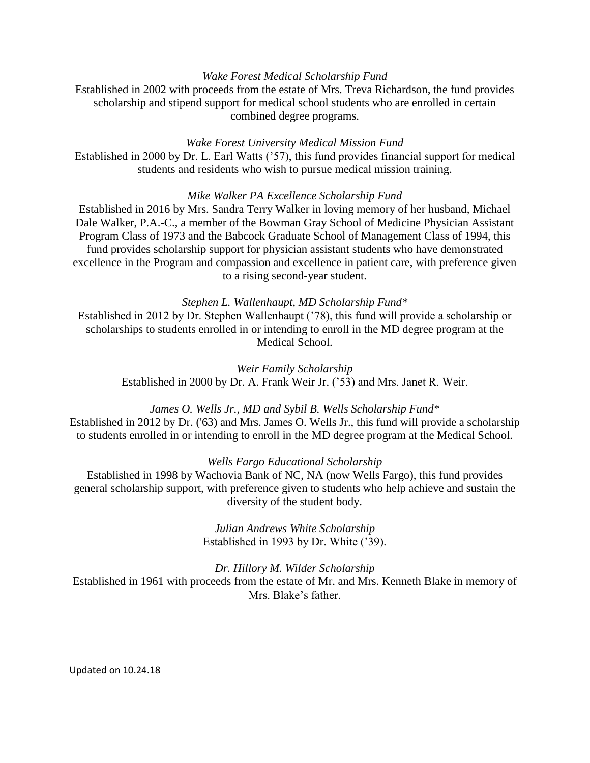*Wake Forest Medical Scholarship Fund*

Established in 2002 with proceeds from the estate of Mrs. Treva Richardson, the fund provides scholarship and stipend support for medical school students who are enrolled in certain combined degree programs.

*Wake Forest University Medical Mission Fund*

Established in 2000 by Dr. L. Earl Watts ('57), this fund provides financial support for medical students and residents who wish to pursue medical mission training.

*Mike Walker PA Excellence Scholarship Fund*

Established in 2016 by Mrs. Sandra Terry Walker in loving memory of her husband, Michael Dale Walker, P.A.-C., a member of the Bowman Gray School of Medicine Physician Assistant Program Class of 1973 and the Babcock Graduate School of Management Class of 1994, this fund provides scholarship support for physician assistant students who have demonstrated excellence in the Program and compassion and excellence in patient care, with preference given to a rising second-year student.

*Stephen L. Wallenhaupt, MD Scholarship Fund**

Established in 2012 by Dr. Stephen Wallenhaupt ('78), this fund will provide a scholarship or scholarships to students enrolled in or intending to enroll in the MD degree program at the Medical School.

*Weir Family Scholarship*

Established in 2000 by Dr. A. Frank Weir Jr. ('53) and Mrs. Janet R. Weir.

*James O. Wells Jr., MD and Sybil B. Wells Scholarship Fund**

Established in 2012 by Dr. ('63) and Mrs. James O. Wells Jr., this fund will provide a scholarship to students enrolled in or intending to enroll in the MD degree program at the Medical School.

*Wells Fargo Educational Scholarship*

Established in 1998 by Wachovia Bank of NC, NA (now Wells Fargo), this fund provides general scholarship support, with preference given to students who help achieve and sustain the diversity of the student body.

*Julian Andrews White Scholarship*

Established in 1993 by Dr. White ('39).

*Dr. Hillory M. Wilder Scholarship*

Established in 1961 with proceeds from the estate of Mr. and Mrs. Kenneth Blake in memory of Mrs. Blake's father.

Updated on 10.24.18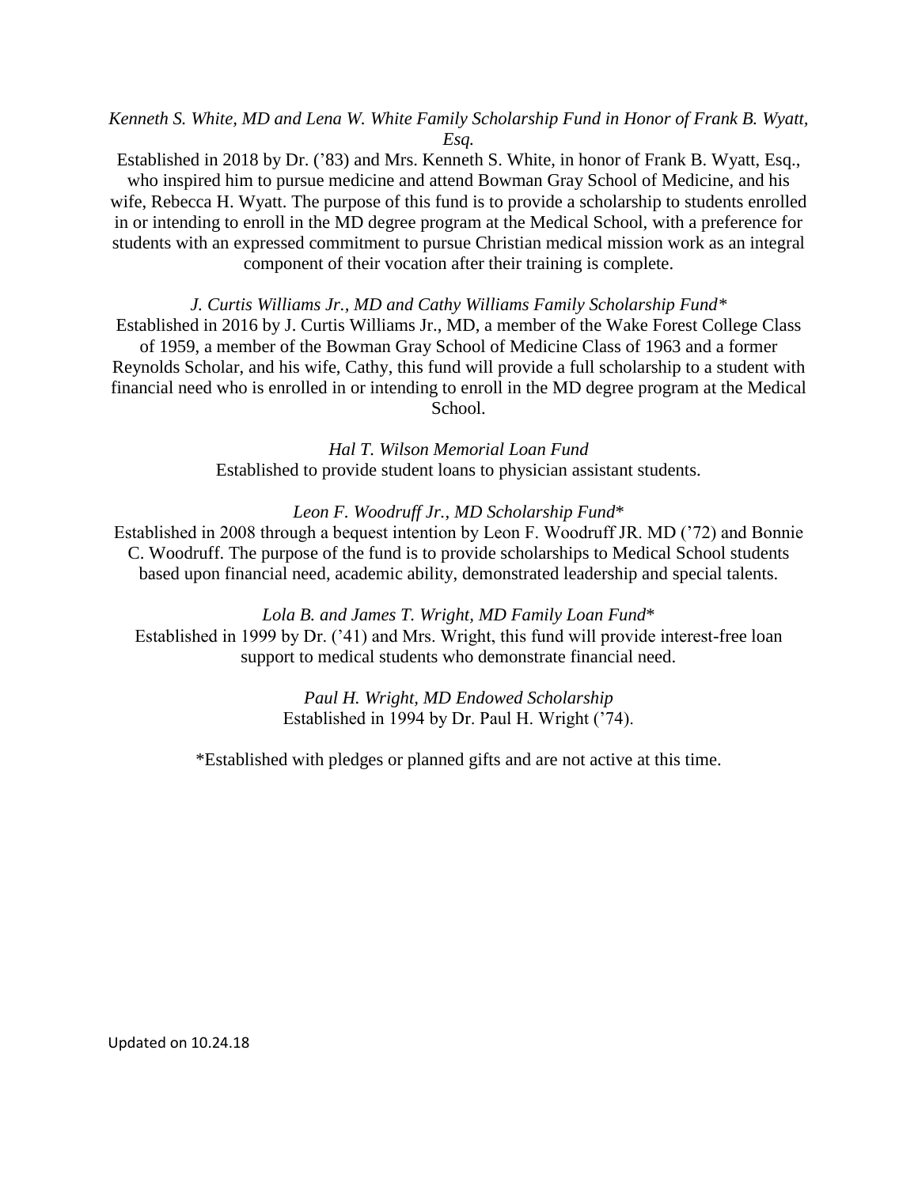*Kenneth S. White, MD and Lena W. White Family Scholarship Fund in Honor of Frank B. Wyatt, Esq.*

Established in 2018 by Dr. ('83) and Mrs. Kenneth S. White, in honor of Frank B. Wyatt, Esq., who inspired him to pursue medicine and attend Bowman Gray School of Medicine, and his wife, Rebecca H. Wyatt. The purpose of this fund is to provide a scholarship to students enrolled in or intending to enroll in the MD degree program at the Medical School, with a preference for students with an expressed commitment to pursue Christian medical mission work as an integral component of their vocation after their training is complete.

*J. Curtis Williams Jr., MD and Cathy Williams Family Scholarship Fund**

Established in 2016 by J. Curtis Williams Jr., MD, a member of the Wake Forest College Class of 1959, a member of the Bowman Gray School of Medicine Class of 1963 and a former Reynolds Scholar, and his wife, Cathy, this fund will provide a full scholarship to a student with financial need who is enrolled in or intending to enroll in the MD degree program at the Medical School.

*Hal T. Wilson Memorial Loan Fund*

Established to provide student loans to physician assistant students.

*Leon F. Woodruff Jr., MD Scholarship Fund**

Established in 2008 through a bequest intention by Leon F. Woodruff JR. MD ('72) and Bonnie C. Woodruff. The purpose of the fund is to provide scholarships to Medical School students based upon financial need, academic ability, demonstrated leadership and special talents.

*Lola B. and James T. Wright, MD Family Loan Fund**

Established in 1999 by Dr. ('41) and Mrs. Wright, this fund will provide interest-free loan support to medical students who demonstrate financial need.

*Paul H. Wright, MD Endowed Scholarship*

Established in 1994 by Dr. Paul H. Wright ('74).

*Established with pledges or planned gifts and are not active at this time.

Updated on 10.24.18